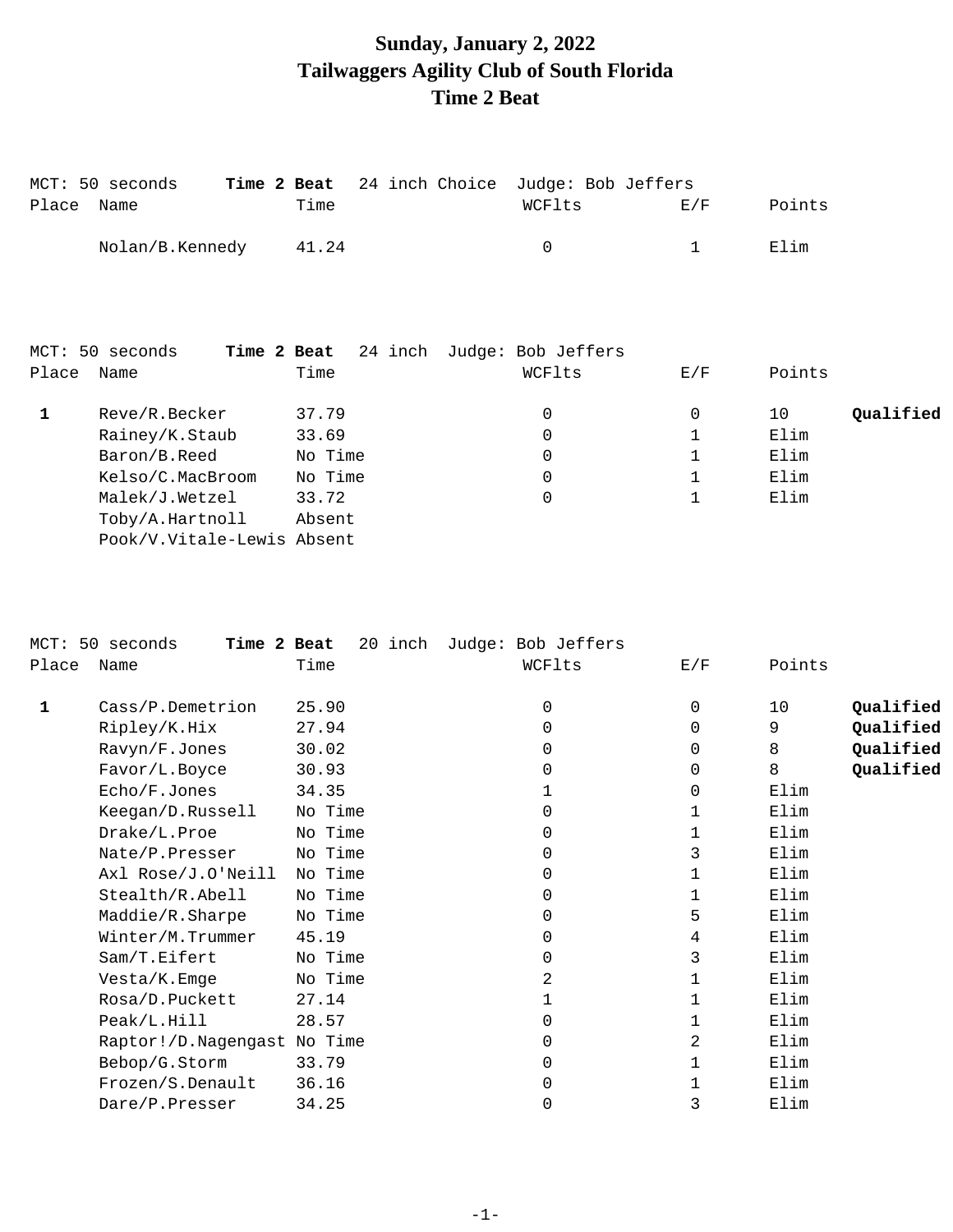# Sunday, January 2, 2022
# Tailwaggers Agility Club of South Florida
# Time 2 Beat

MCT: 50 seconds **Time 2 Beat** 24 inch Choice Judge: Bob Jeffers

| Place | Name | Time | WCFlts | E/F | Points | |
|---|---|---|---|---|---|---|
| | Nolan/B.Kennedy | 41.24 | 0 | 1 | Elim | |

MCT: 50 seconds **Time 2 Beat** 24 inch Judge: Bob Jeffers

| Place | Name | Time | WCFlts | E/F | Points | |
|---|---|---|---|---|---|---|
| **1** | Reve/R.Becker | 37.79 | 0 | 0 | 10 | **Qualified** |
| | Rainey/K.Staub | 33.69 | 0 | 1 | Elim | |
| | Baron/B.Reed | No Time | 0 | 1 | Elim | |
| | Kelso/C.MacBroom | No Time | 0 | 1 | Elim | |
| | Malek/J.Wetzel | 33.72 | 0 | 1 | Elim | |
| | Toby/A.Hartnoll | Absent | | | | |
| | Pook/V.Vitale-Lewis | Absent | | | | |

MCT: 50 seconds **Time 2 Beat** 20 inch Judge: Bob Jeffers

| Place | Name | Time | WCFlts | E/F | Points | |
|---|---|---|---|---|---|---|
| **1** | Cass/P.Demetrion | 25.90 | 0 | 0 | 10 | **Qualified** |
| | Ripley/K.Hix | 27.94 | 0 | 0 | 9 | **Qualified** |
| | Ravyn/F.Jones | 30.02 | 0 | 0 | 8 | **Qualified** |
| | Favor/L.Boyce | 30.93 | 0 | 0 | 8 | **Qualified** |
| | Echo/F.Jones | 34.35 | 1 | 0 | Elim | |
| | Keegan/D.Russell | No Time | 0 | 1 | Elim | |
| | Drake/L.Proe | No Time | 0 | 1 | Elim | |
| | Nate/P.Presser | No Time | 0 | 3 | Elim | |
| | Axl Rose/J.O'Neill | No Time | 0 | 1 | Elim | |
| | Stealth/R.Abell | No Time | 0 | 1 | Elim | |
| | Maddie/R.Sharpe | No Time | 0 | 5 | Elim | |
| | Winter/M.Trummer | 45.19 | 0 | 4 | Elim | |
| | Sam/T.Eifert | No Time | 0 | 3 | Elim | |
| | Vesta/K.Emge | No Time | 2 | 1 | Elim | |
| | Rosa/D.Puckett | 27.14 | 1 | 1 | Elim | |
| | Peak/L.Hill | 28.57 | 0 | 1 | Elim | |
| | Raptor!/D.Nagengast | No Time | 0 | 2 | Elim | |
| | Bebop/G.Storm | 33.79 | 0 | 1 | Elim | |
| | Frozen/S.Denault | 36.16 | 0 | 1 | Elim | |
| | Dare/P.Presser | 34.25 | 0 | 3 | Elim | |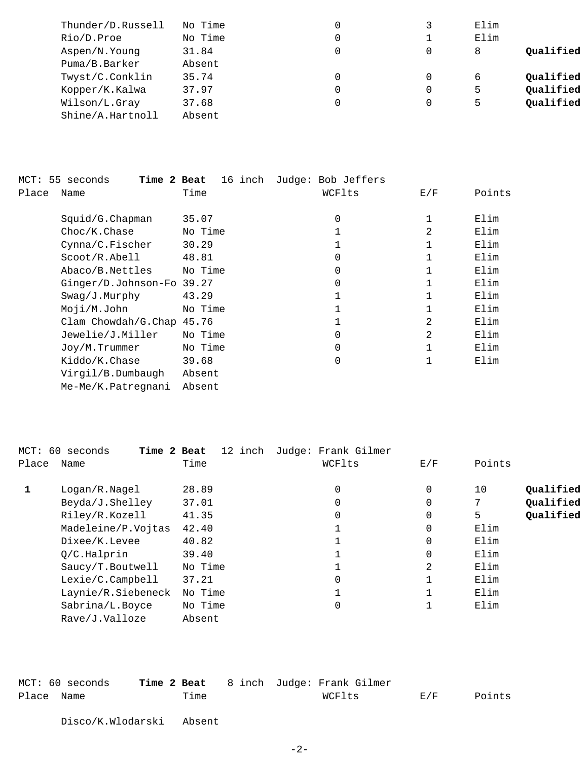| Place | Name | Time | WCFlts | E/F | Points | |
|---|---|---|---|---|---|---|
| | Thunder/D.Russell | No Time | 0 | 3 | Elim | |
| | Rio/D.Proe | No Time | 0 | 1 | Elim | |
| | Aspen/N.Young | 31.84 | 0 | 0 | 8 | **Qualified** |
| | Puma/B.Barker | Absent | | | | |
| | Twyst/C.Conklin | 35.74 | 0 | 0 | 6 | **Qualified** |
| | Kopper/K.Kalwa | 37.97 | 0 | 0 | 5 | **Qualified** |
| | Wilson/L.Gray | 37.68 | 0 | 0 | 5 | **Qualified** |
| | Shine/A.Hartnoll | Absent | | | | |

MCT: 55 seconds **Time 2 Beat** 16 inch Judge: Bob Jeffers

| Place | Name | Time | WCFlts | E/F | Points |
|---|---|---|---|---|---|
| | Squid/G.Chapman | 35.07 | 0 | 1 | Elim |
| | Choc/K.Chase | No Time | 1 | 2 | Elim |
| | Cynna/C.Fischer | 30.29 | 1 | 1 | Elim |
| | Scoot/R.Abell | 48.81 | 0 | 1 | Elim |
| | Abaco/B.Nettles | No Time | 0 | 1 | Elim |
| | Ginger/D.Johnson-Fo | 39.27 | 0 | 1 | Elim |
| | Swag/J.Murphy | 43.29 | 1 | 1 | Elim |
| | Moji/M.John | No Time | 1 | 1 | Elim |
| | Clam Chowdah/G.Chap | 45.76 | 1 | 2 | Elim |
| | Jewelie/J.Miller | No Time | 0 | 2 | Elim |
| | Joy/M.Trummer | No Time | 0 | 1 | Elim |
| | Kiddo/K.Chase | 39.68 | 0 | 1 | Elim |
| | Virgil/B.Dumbaugh | Absent | | | |
| | Me-Me/K.Patregnani | Absent | | | |

MCT: 60 seconds **Time 2 Beat** 12 inch Judge: Frank Gilmer

| Place | Name | Time | WCFlts | E/F | Points | |
|---|---|---|---|---|---|---|
| **1** | Logan/R.Nagel | 28.89 | 0 | 0 | 10 | **Qualified** |
| | Beyda/J.Shelley | 37.01 | 0 | 0 | 7 | **Qualified** |
| | Riley/R.Kozell | 41.35 | 0 | 0 | 5 | **Qualified** |
| | Madeleine/P.Vojtas | 42.40 | 1 | 0 | Elim | |
| | Dixee/K.Levee | 40.82 | 1 | 0 | Elim | |
| | Q/C.Halprin | 39.40 | 1 | 0 | Elim | |
| | Saucy/T.Boutwell | No Time | 1 | 2 | Elim | |
| | Lexie/C.Campbell | 37.21 | 0 | 1 | Elim | |
| | Laynie/R.Siebeneck | No Time | 1 | 1 | Elim | |
| | Sabrina/L.Boyce | No Time | 0 | 1 | Elim | |
| | Rave/J.Valloze | Absent | | | | |

MCT: 60 seconds **Time 2 Beat** 8 inch Judge: Frank Gilmer

| Place | Name | Time | WCFlts | E/F | Points |
|---|---|---|---|---|---|
| | Disco/K.Wlodarski | Absent | | | |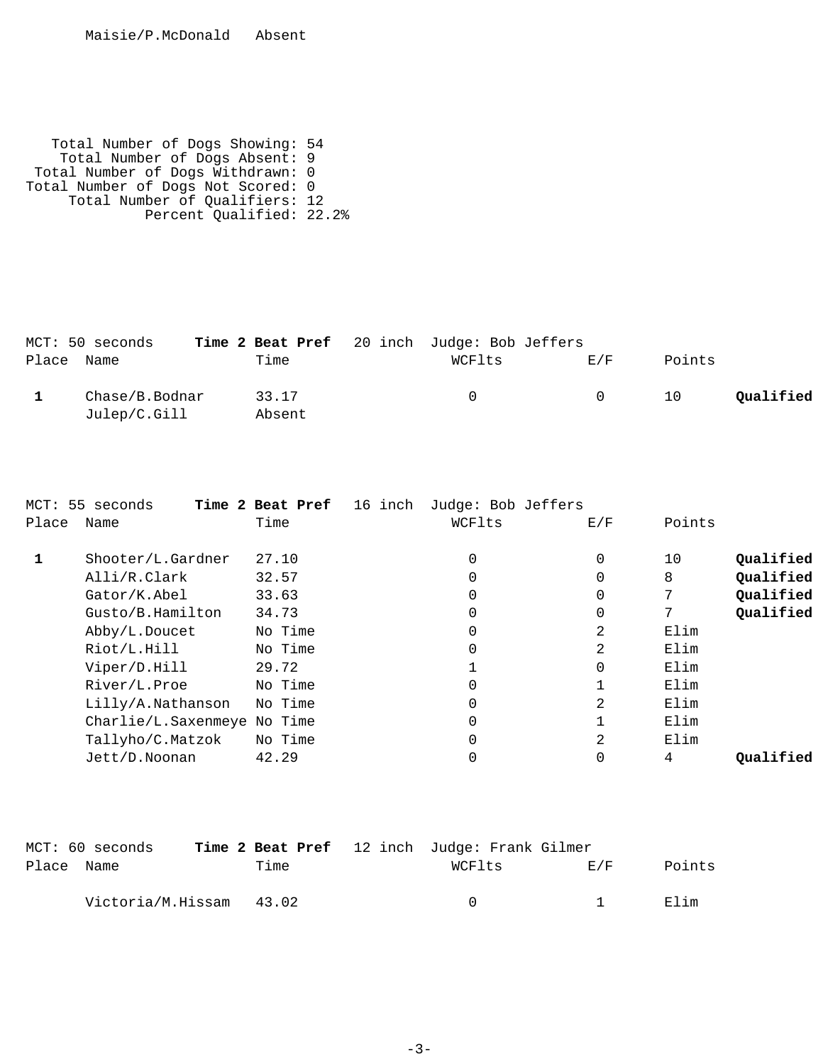| | Name | Time | | | |
|---|---|---|---|---|---|
| | Maisie/P.McDonald | Absent | | | |

Total Number of Dogs Showing: 54
Total Number of Dogs Absent: 9
Total Number of Dogs Withdrawn: 0
Total Number of Dogs Not Scored: 0
Total Number of Qualifiers: 12
Percent Qualified: 22.2%

MCT: 50 seconds **Time 2 Beat Pref** 20 inch Judge: Bob Jeffers

| Place | Name | Time | WCFlts | E/F | Points | |
|---|---|---|---|---|---|---|
| **1** | Chase/B.Bodnar | 33.17 | 0 | 0 | 10 | **Qualified** |
| | Julep/C.Gill | Absent | | | | |

MCT: 55 seconds **Time 2 Beat Pref** 16 inch Judge: Bob Jeffers

| Place | Name | Time | WCFlts | E/F | Points | |
|---|---|---|---|---|---|---|
| **1** | Shooter/L.Gardner | 27.10 | 0 | 0 | 10 | **Qualified** |
| | Alli/R.Clark | 32.57 | 0 | 0 | 8 | **Qualified** |
| | Gator/K.Abel | 33.63 | 0 | 0 | 7 | **Qualified** |
| | Gusto/B.Hamilton | 34.73 | 0 | 0 | 7 | **Qualified** |
| | Abby/L.Doucet | No Time | 0 | 2 | Elim | |
| | Riot/L.Hill | No Time | 0 | 2 | Elim | |
| | Viper/D.Hill | 29.72 | 1 | 0 | Elim | |
| | River/L.Proe | No Time | 0 | 1 | Elim | |
| | Lilly/A.Nathanson | No Time | 0 | 2 | Elim | |
| | Charlie/L.Saxenmeye | No Time | 0 | 1 | Elim | |
| | Tallyho/C.Matzok | No Time | 0 | 2 | Elim | |
| | Jett/D.Noonan | 42.29 | 0 | 0 | 4 | **Qualified** |

MCT: 60 seconds **Time 2 Beat Pref** 12 inch Judge: Frank Gilmer

| Place | Name | Time | WCFlts | E/F | Points |
|---|---|---|---|---|---|
| | Victoria/M.Hissam | 43.02 | 0 | 1 | Elim |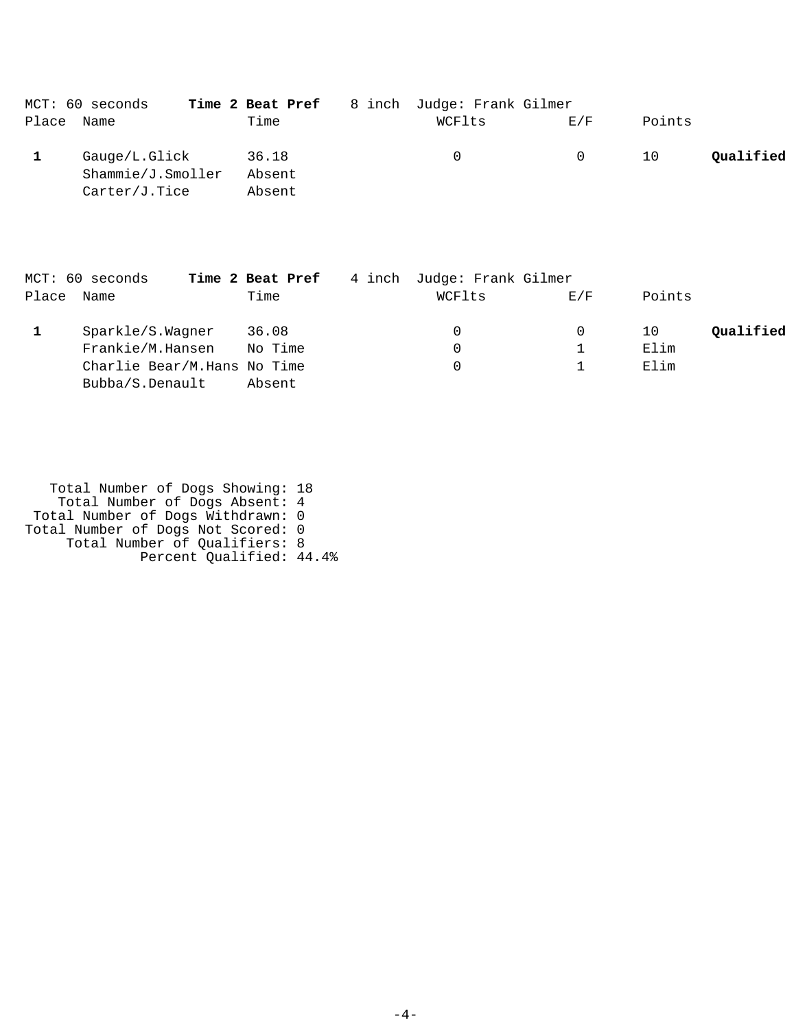MCT: 60 seconds **Time 2 Beat Pref** 8 inch Judge: Frank Gilmer

| Place | Name | Time | WCFlts | E/F | Points | |
|---|---|---|---|---|---|---|
| **1** | Gauge/L.Glick | 36.18 | 0 | 0 | 10 | **Qualified** |
| | Shammie/J.Smoller | Absent | | | | |
| | Carter/J.Tice | Absent | | | | |

MCT: 60 seconds **Time 2 Beat Pref** 4 inch Judge: Frank Gilmer

| Place | Name | Time | WCFlts | E/F | Points | |
|---|---|---|---|---|---|---|
| **1** | Sparkle/S.Wagner | 36.08 | 0 | 0 | 10 | **Qualified** |
| | Frankie/M.Hansen | No Time | 0 | 1 | Elim | |
| | Charlie Bear/M.Hans | No Time | 0 | 1 | Elim | |
| | Bubba/S.Denault | Absent | | | | |

Total Number of Dogs Showing: 18
Total Number of Dogs Absent: 4
Total Number of Dogs Withdrawn: 0
Total Number of Dogs Not Scored: 0
Total Number of Qualifiers: 8
Percent Qualified: 44.4%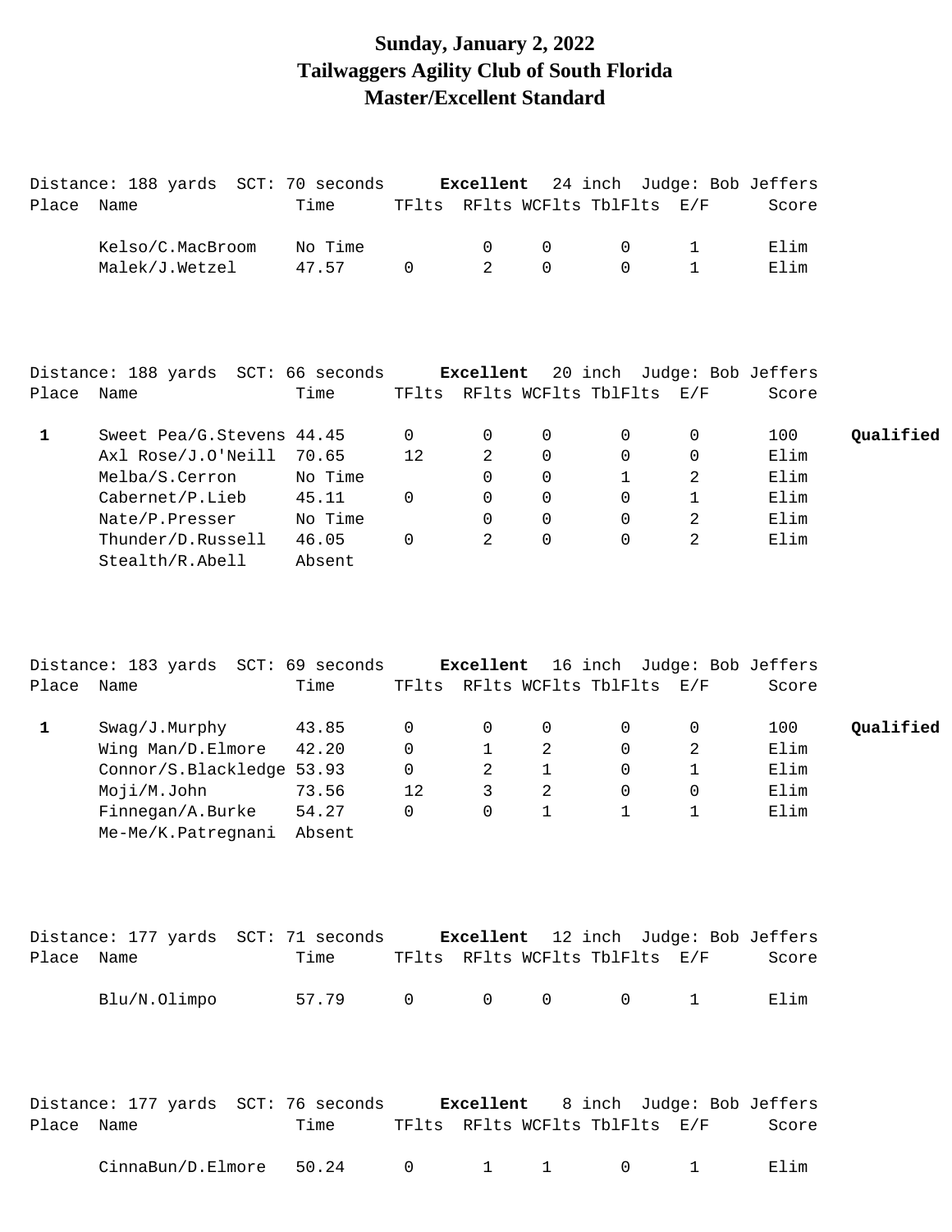# Sunday, January 2, 2022
# Tailwaggers Agility Club of South Florida
# Master/Excellent Standard

Distance: 188 yards SCT: 70 seconds **Excellent** 24 inch Judge: Bob Jeffers

| Place | Name | Time | TFlts | RFlts | WCFlts | TblFlts | E/F | Score | |
|---|---|---|---|---|---|---|---|---|---|
| | Kelso/C.MacBroom | No Time | | 0 | 0 | 0 | 1 | Elim | |
| | Malek/J.Wetzel | 47.57 | 0 | 2 | 0 | 0 | 1 | Elim | |

Distance: 188 yards SCT: 66 seconds **Excellent** 20 inch Judge: Bob Jeffers

| Place | Name | Time | TFlts | RFlts | WCFlts | TblFlts | E/F | Score | |
|---|---|---|---|---|---|---|---|---|---|
| 1 | Sweet Pea/G.Stevens | 44.45 | 0 | 0 | 0 | 0 | 0 | 100 | **Qualified** |
| | Axl Rose/J.O'Neill | 70.65 | 12 | 2 | 0 | 0 | 0 | Elim | |
| | Melba/S.Cerron | No Time | | 0 | 0 | 1 | 2 | Elim | |
| | Cabernet/P.Lieb | 45.11 | 0 | 0 | 0 | 0 | 1 | Elim | |
| | Nate/P.Presser | No Time | | 0 | 0 | 0 | 2 | Elim | |
| | Thunder/D.Russell | 46.05 | 0 | 2 | 0 | 0 | 2 | Elim | |
| | Stealth/R.Abell | Absent | | | | | | | |

Distance: 183 yards SCT: 69 seconds **Excellent** 16 inch Judge: Bob Jeffers

| Place | Name | Time | TFlts | RFlts | WCFlts | TblFlts | E/F | Score | |
|---|---|---|---|---|---|---|---|---|---|
| 1 | Swag/J.Murphy | 43.85 | 0 | 0 | 0 | 0 | 0 | 100 | **Qualified** |
| | Wing Man/D.Elmore | 42.20 | 0 | 1 | 2 | 0 | 2 | Elim | |
| | Connor/S.Blackledge | 53.93 | 0 | 2 | 1 | 0 | 1 | Elim | |
| | Moji/M.John | 73.56 | 12 | 3 | 2 | 0 | 0 | Elim | |
| | Finnegan/A.Burke | 54.27 | 0 | 0 | 1 | 1 | 1 | Elim | |
| | Me-Me/K.Patregnani | Absent | | | | | | | |

Distance: 177 yards SCT: 71 seconds **Excellent** 12 inch Judge: Bob Jeffers

| Place | Name | Time | TFlts | RFlts | WCFlts | TblFlts | E/F | Score |
|---|---|---|---|---|---|---|---|---|
| | Blu/N.Olimpo | 57.79 | 0 | 0 | 0 | 0 | 1 | Elim |

Distance: 177 yards SCT: 76 seconds **Excellent** 8 inch Judge: Bob Jeffers

| Place | Name | Time | TFlts | RFlts | WCFlts | TblFlts | E/F | Score |
|---|---|---|---|---|---|---|---|---|
| | CinnaBun/D.Elmore | 50.24 | 0 | 1 | 1 | 0 | 1 | Elim |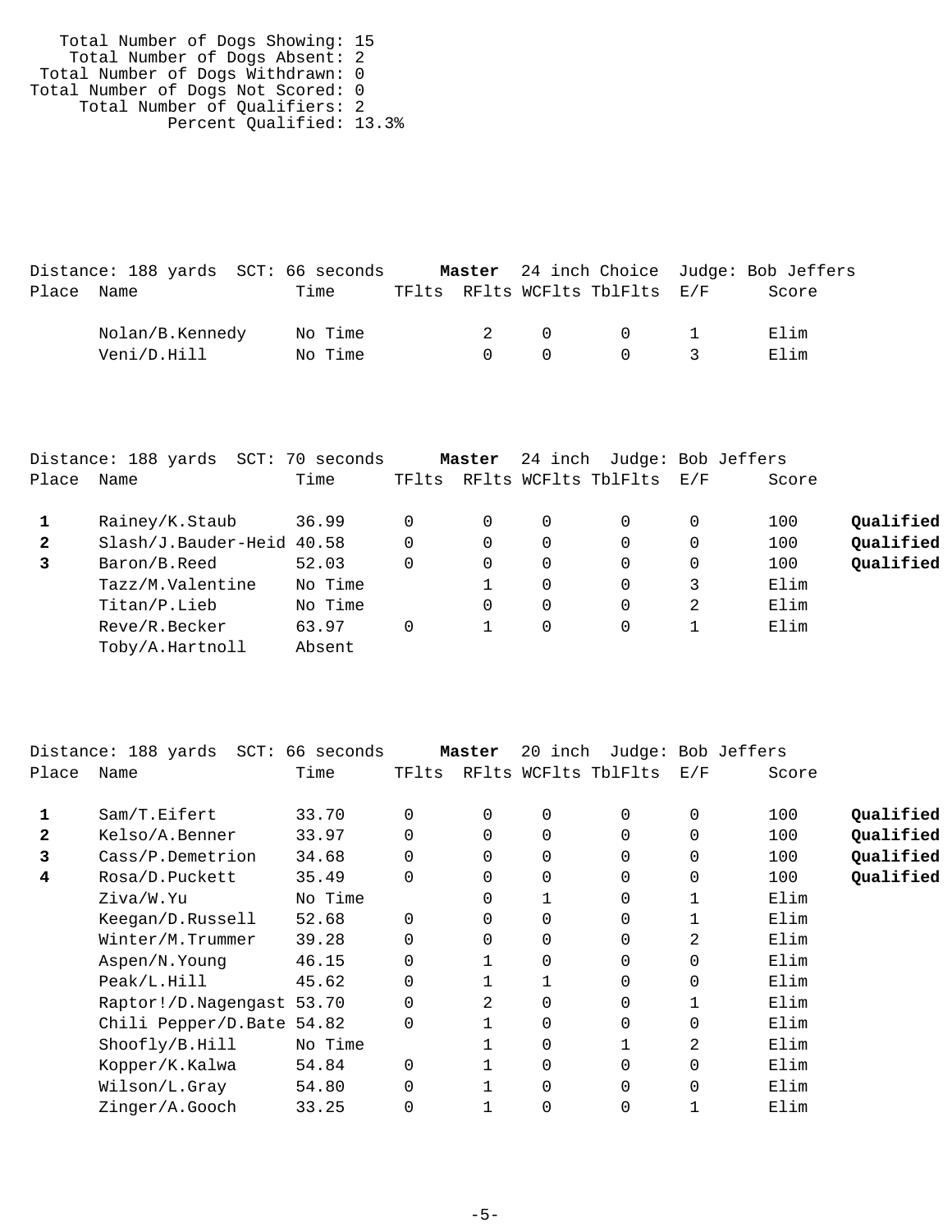Total Number of Dogs Showing: 15
Total Number of Dogs Absent: 2
Total Number of Dogs Withdrawn: 0
Total Number of Dogs Not Scored: 0
Total Number of Qualifiers: 2
Percent Qualified: 13.3%

Distance: 188 yards SCT: 66 seconds **Master** 24 inch Choice Judge: Bob Jeffers

| Place | Name | Time | TFlts | RFlts | WCFlts | TblFlts | E/F | Score | |
|---|---|---|---|---|---|---|---|---|---|
| | Nolan/B.Kennedy | No Time | | 2 | 0 | 0 | 1 | Elim | |
| | Veni/D.Hill | No Time | | 0 | 0 | 0 | 3 | Elim | |

Distance: 188 yards SCT: 70 seconds **Master** 24 inch Judge: Bob Jeffers

| Place | Name | Time | TFlts | RFlts | WCFlts | TblFlts | E/F | Score | |
|---|---|---|---|---|---|---|---|---|---|
| **1** | Rainey/K.Staub | 36.99 | 0 | 0 | 0 | 0 | 0 | 100 | **Qualified** |
| **2** | Slash/J.Bauder-Heid | 40.58 | 0 | 0 | 0 | 0 | 0 | 100 | **Qualified** |
| **3** | Baron/B.Reed | 52.03 | 0 | 0 | 0 | 0 | 0 | 100 | **Qualified** |
| | Tazz/M.Valentine | No Time | | 1 | 0 | 0 | 3 | Elim | |
| | Titan/P.Lieb | No Time | | 0 | 0 | 0 | 2 | Elim | |
| | Reve/R.Becker | 63.97 | 0 | 1 | 0 | 0 | 1 | Elim | |
| | Toby/A.Hartnoll | Absent | | | | | | | |

Distance: 188 yards SCT: 66 seconds **Master** 20 inch Judge: Bob Jeffers

| Place | Name | Time | TFlts | RFlts | WCFlts | TblFlts | E/F | Score | |
|---|---|---|---|---|---|---|---|---|---|
| **1** | Sam/T.Eifert | 33.70 | 0 | 0 | 0 | 0 | 0 | 100 | **Qualified** |
| **2** | Kelso/A.Benner | 33.97 | 0 | 0 | 0 | 0 | 0 | 100 | **Qualified** |
| **3** | Cass/P.Demetrion | 34.68 | 0 | 0 | 0 | 0 | 0 | 100 | **Qualified** |
| **4** | Rosa/D.Puckett | 35.49 | 0 | 0 | 0 | 0 | 0 | 100 | **Qualified** |
| | Ziva/W.Yu | No Time | | 0 | 1 | 0 | 1 | Elim | |
| | Keegan/D.Russell | 52.68 | 0 | 0 | 0 | 0 | 1 | Elim | |
| | Winter/M.Trummer | 39.28 | 0 | 0 | 0 | 0 | 2 | Elim | |
| | Aspen/N.Young | 46.15 | 0 | 1 | 0 | 0 | 0 | Elim | |
| | Peak/L.Hill | 45.62 | 0 | 1 | 1 | 0 | 0 | Elim | |
| | Raptor!/D.Nagengast | 53.70 | 0 | 2 | 0 | 0 | 1 | Elim | |
| | Chili Pepper/D.Bate | 54.82 | 0 | 1 | 0 | 0 | 0 | Elim | |
| | Shoofly/B.Hill | No Time | | 1 | 0 | 1 | 2 | Elim | |
| | Kopper/K.Kalwa | 54.84 | 0 | 1 | 0 | 0 | 0 | Elim | |
| | Wilson/L.Gray | 54.80 | 0 | 1 | 0 | 0 | 0 | Elim | |
| | Zinger/A.Gooch | 33.25 | 0 | 1 | 0 | 0 | 1 | Elim | |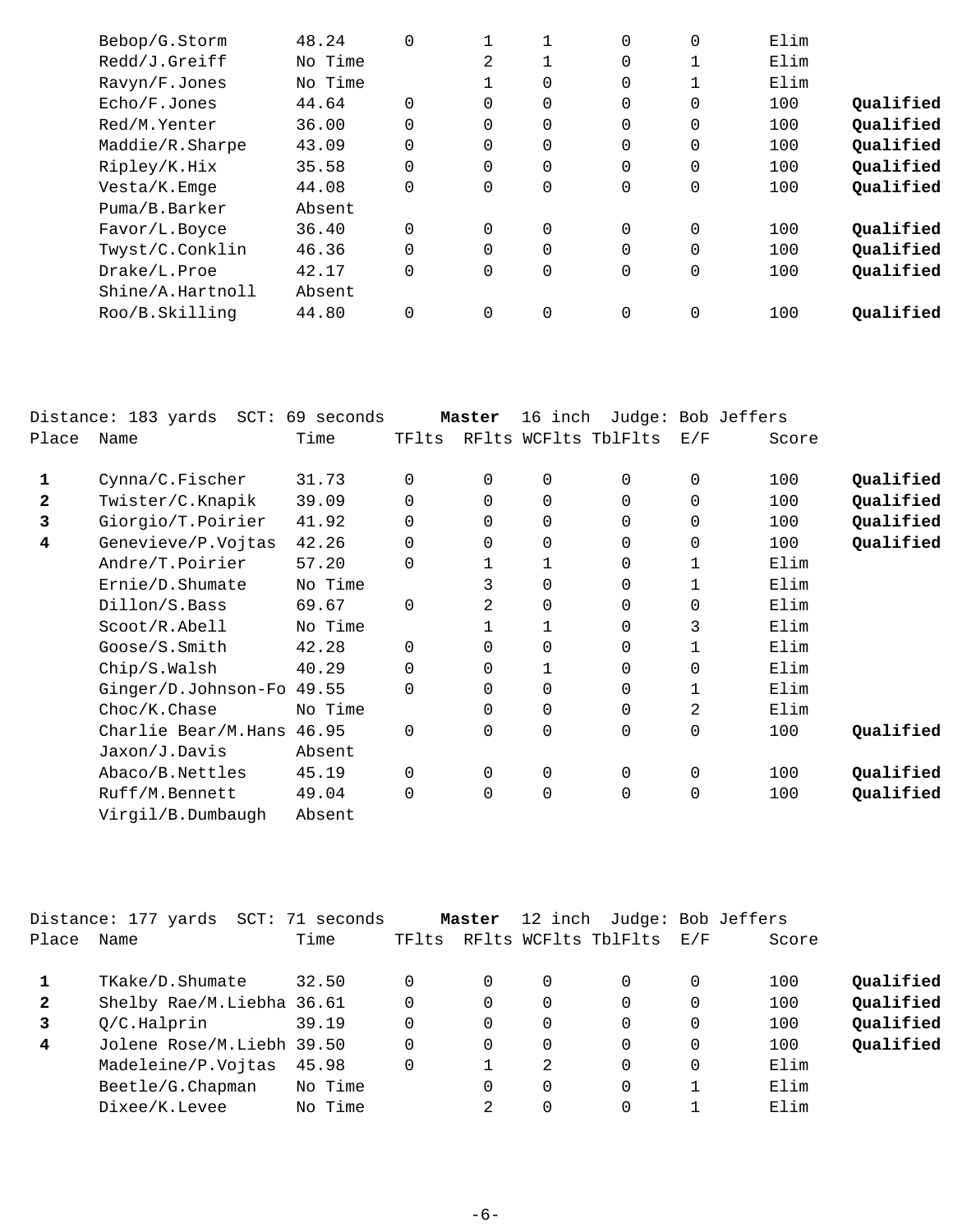| Place | Name | Time | TFlts | RFlts | WCFlts | TblFlts | E/F | Score | |
|---|---|---|---|---|---|---|---|---|---|
| | Bebop/G.Storm | 48.24 | 0 | 1 | 1 | 0 | 0 | Elim | |
| | Redd/J.Greiff | No Time | | 2 | 1 | 0 | 1 | Elim | |
| | Ravyn/F.Jones | No Time | | 1 | 0 | 0 | 1 | Elim | |
| | Echo/F.Jones | 44.64 | 0 | 0 | 0 | 0 | 0 | 100 | **Qualified** |
| | Red/M.Yenter | 36.00 | 0 | 0 | 0 | 0 | 0 | 100 | **Qualified** |
| | Maddie/R.Sharpe | 43.09 | 0 | 0 | 0 | 0 | 0 | 100 | **Qualified** |
| | Ripley/K.Hix | 35.58 | 0 | 0 | 0 | 0 | 0 | 100 | **Qualified** |
| | Vesta/K.Emge | 44.08 | 0 | 0 | 0 | 0 | 0 | 100 | **Qualified** |
| | Puma/B.Barker | Absent | | | | | | | |
| | Favor/L.Boyce | 36.40 | 0 | 0 | 0 | 0 | 0 | 100 | **Qualified** |
| | Twyst/C.Conklin | 46.36 | 0 | 0 | 0 | 0 | 0 | 100 | **Qualified** |
| | Drake/L.Proe | 42.17 | 0 | 0 | 0 | 0 | 0 | 100 | **Qualified** |
| | Shine/A.Hartnoll | Absent | | | | | | | |
| | Roo/B.Skilling | 44.80 | 0 | 0 | 0 | 0 | 0 | 100 | **Qualified** |

Distance: 183 yards SCT: 69 seconds **Master** 16 inch Judge: Bob Jeffers

| Place | Name | Time | TFlts | RFlts | WCFlts | TblFlts | E/F | Score | |
|---|---|---|---|---|---|---|---|---|---|
| **1** | Cynna/C.Fischer | 31.73 | 0 | 0 | 0 | 0 | 0 | 100 | **Qualified** |
| **2** | Twister/C.Knapik | 39.09 | 0 | 0 | 0 | 0 | 0 | 100 | **Qualified** |
| **3** | Giorgio/T.Poirier | 41.92 | 0 | 0 | 0 | 0 | 0 | 100 | **Qualified** |
| **4** | Genevieve/P.Vojtas | 42.26 | 0 | 0 | 0 | 0 | 0 | 100 | **Qualified** |
| | Andre/T.Poirier | 57.20 | 0 | 1 | 1 | 0 | 1 | Elim | |
| | Ernie/D.Shumate | No Time | | 3 | 0 | 0 | 1 | Elim | |
| | Dillon/S.Bass | 69.67 | 0 | 2 | 0 | 0 | 0 | Elim | |
| | Scoot/R.Abell | No Time | | 1 | 1 | 0 | 3 | Elim | |
| | Goose/S.Smith | 42.28 | 0 | 0 | 0 | 0 | 1 | Elim | |
| | Chip/S.Walsh | 40.29 | 0 | 0 | 1 | 0 | 0 | Elim | |
| | Ginger/D.Johnson-Fo | 49.55 | 0 | 0 | 0 | 0 | 1 | Elim | |
| | Choc/K.Chase | No Time | | 0 | 0 | 0 | 2 | Elim | |
| | Charlie Bear/M.Hans | 46.95 | 0 | 0 | 0 | 0 | 0 | 100 | **Qualified** |
| | Jaxon/J.Davis | Absent | | | | | | | |
| | Abaco/B.Nettles | 45.19 | 0 | 0 | 0 | 0 | 0 | 100 | **Qualified** |
| | Ruff/M.Bennett | 49.04 | 0 | 0 | 0 | 0 | 0 | 100 | **Qualified** |
| | Virgil/B.Dumbaugh | Absent | | | | | | | |

Distance: 177 yards SCT: 71 seconds **Master** 12 inch Judge: Bob Jeffers

| Place | Name | Time | TFlts | RFlts | WCFlts | TblFlts | E/F | Score | |
|---|---|---|---|---|---|---|---|---|---|
| **1** | TKake/D.Shumate | 32.50 | 0 | 0 | 0 | 0 | 0 | 100 | **Qualified** |
| **2** | Shelby Rae/M.Liebha | 36.61 | 0 | 0 | 0 | 0 | 0 | 100 | **Qualified** |
| **3** | Q/C.Halprin | 39.19 | 0 | 0 | 0 | 0 | 0 | 100 | **Qualified** |
| **4** | Jolene Rose/M.Liebh | 39.50 | 0 | 0 | 0 | 0 | 0 | 100 | **Qualified** |
| | Madeleine/P.Vojtas | 45.98 | 0 | 1 | 2 | 0 | 0 | Elim | |
| | Beetle/G.Chapman | No Time | | 0 | 0 | 0 | 1 | Elim | |
| | Dixee/K.Levee | No Time | | 2 | 0 | 0 | 1 | Elim | |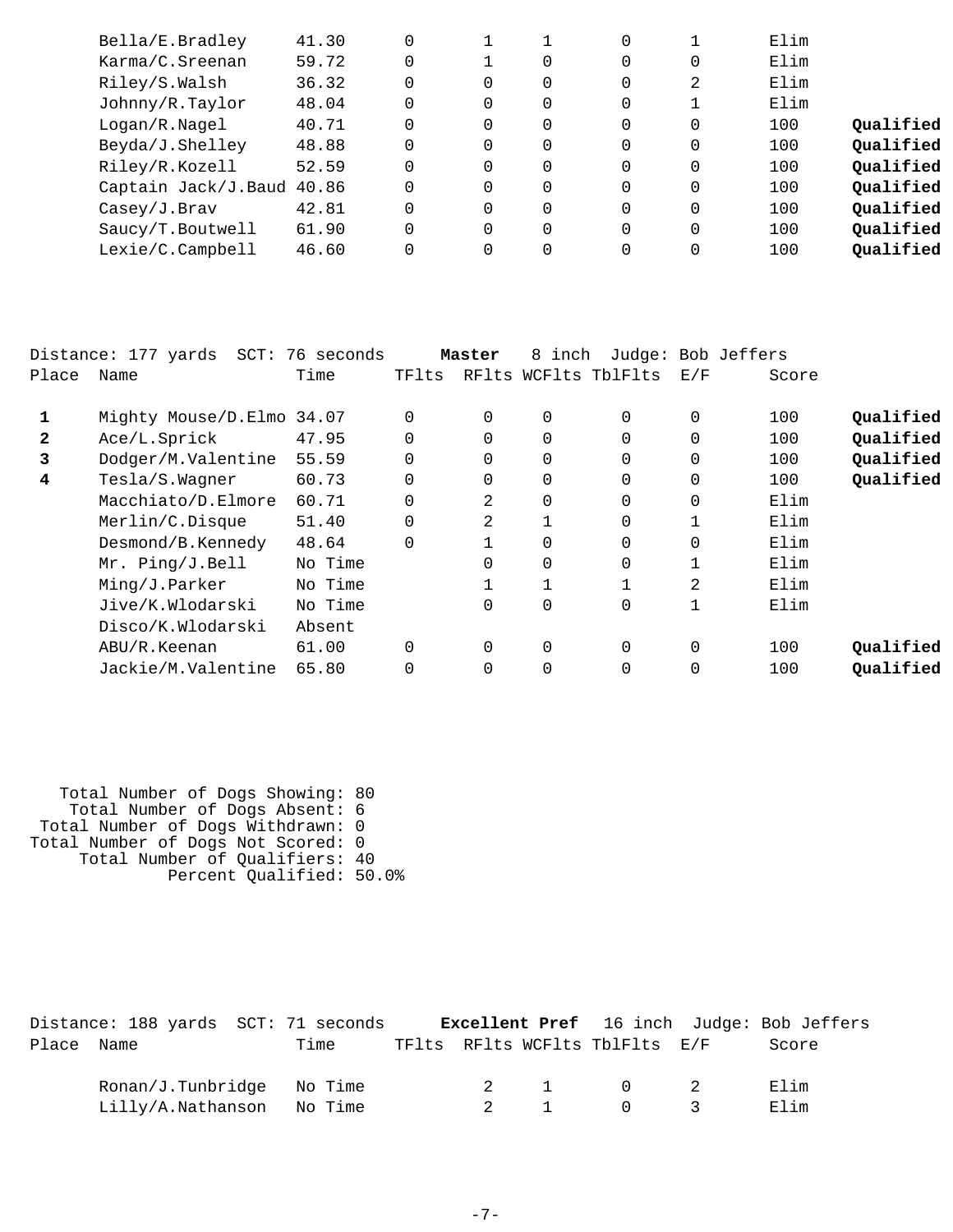| Place | Name | Time | TFlts | RFlts | WCFlts | TblFlts | E/F | Score | |
|---|---|---|---|---|---|---|---|---|---|
| | Bella/E.Bradley | 41.30 | 0 | 1 | 1 | 0 | 1 | Elim | |
| | Karma/C.Sreenan | 59.72 | 0 | 1 | 0 | 0 | 0 | Elim | |
| | Riley/S.Walsh | 36.32 | 0 | 0 | 0 | 0 | 2 | Elim | |
| | Johnny/R.Taylor | 48.04 | 0 | 0 | 0 | 0 | 1 | Elim | |
| | Logan/R.Nagel | 40.71 | 0 | 0 | 0 | 0 | 0 | 100 | **Qualified** |
| | Beyda/J.Shelley | 48.88 | 0 | 0 | 0 | 0 | 0 | 100 | **Qualified** |
| | Riley/R.Kozell | 52.59 | 0 | 0 | 0 | 0 | 0 | 100 | **Qualified** |
| | Captain Jack/J.Baud | 40.86 | 0 | 0 | 0 | 0 | 0 | 100 | **Qualified** |
| | Casey/J.Brav | 42.81 | 0 | 0 | 0 | 0 | 0 | 100 | **Qualified** |
| | Saucy/T.Boutwell | 61.90 | 0 | 0 | 0 | 0 | 0 | 100 | **Qualified** |
| | Lexie/C.Campbell | 46.60 | 0 | 0 | 0 | 0 | 0 | 100 | **Qualified** |

Distance: 177 yards SCT: 76 seconds **Master** 8 inch Judge: Bob Jeffers

| Place | Name | Time | TFlts | RFlts | WCFlts | TblFlts | E/F | Score | |
|---|---|---|---|---|---|---|---|---|---|
| **1** | Mighty Mouse/D.Elmo | 34.07 | 0 | 0 | 0 | 0 | 0 | 100 | **Qualified** |
| **2** | Ace/L.Sprick | 47.95 | 0 | 0 | 0 | 0 | 0 | 100 | **Qualified** |
| **3** | Dodger/M.Valentine | 55.59 | 0 | 0 | 0 | 0 | 0 | 100 | **Qualified** |
| **4** | Tesla/S.Wagner | 60.73 | 0 | 0 | 0 | 0 | 0 | 100 | **Qualified** |
| | Macchiato/D.Elmore | 60.71 | 0 | 2 | 0 | 0 | 0 | Elim | |
| | Merlin/C.Disque | 51.40 | 0 | 2 | 1 | 0 | 1 | Elim | |
| | Desmond/B.Kennedy | 48.64 | 0 | 1 | 0 | 0 | 0 | Elim | |
| | Mr. Ping/J.Bell | No Time | | 0 | 0 | 0 | 1 | Elim | |
| | Ming/J.Parker | No Time | | 1 | 1 | 1 | 2 | Elim | |
| | Jive/K.Wlodarski | No Time | | 0 | 0 | 0 | 1 | Elim | |
| | Disco/K.Wlodarski | Absent | | | | | | | |
| | ABU/R.Keenan | 61.00 | 0 | 0 | 0 | 0 | 0 | 100 | **Qualified** |
| | Jackie/M.Valentine | 65.80 | 0 | 0 | 0 | 0 | 0 | 100 | **Qualified** |

Total Number of Dogs Showing: 80
Total Number of Dogs Absent: 6
Total Number of Dogs Withdrawn: 0
Total Number of Dogs Not Scored: 0
Total Number of Qualifiers: 40
Percent Qualified: 50.0%

Distance: 188 yards SCT: 71 seconds **Excellent Pref** 16 inch Judge: Bob Jeffers

| Place | Name | Time | TFlts | RFlts | WCFlts | TblFlts | E/F | Score |
|---|---|---|---|---|---|---|---|---|
| | Ronan/J.Tunbridge | No Time | | 2 | 1 | 0 | 2 | Elim |
| | Lilly/A.Nathanson | No Time | | 2 | 1 | 0 | 3 | Elim |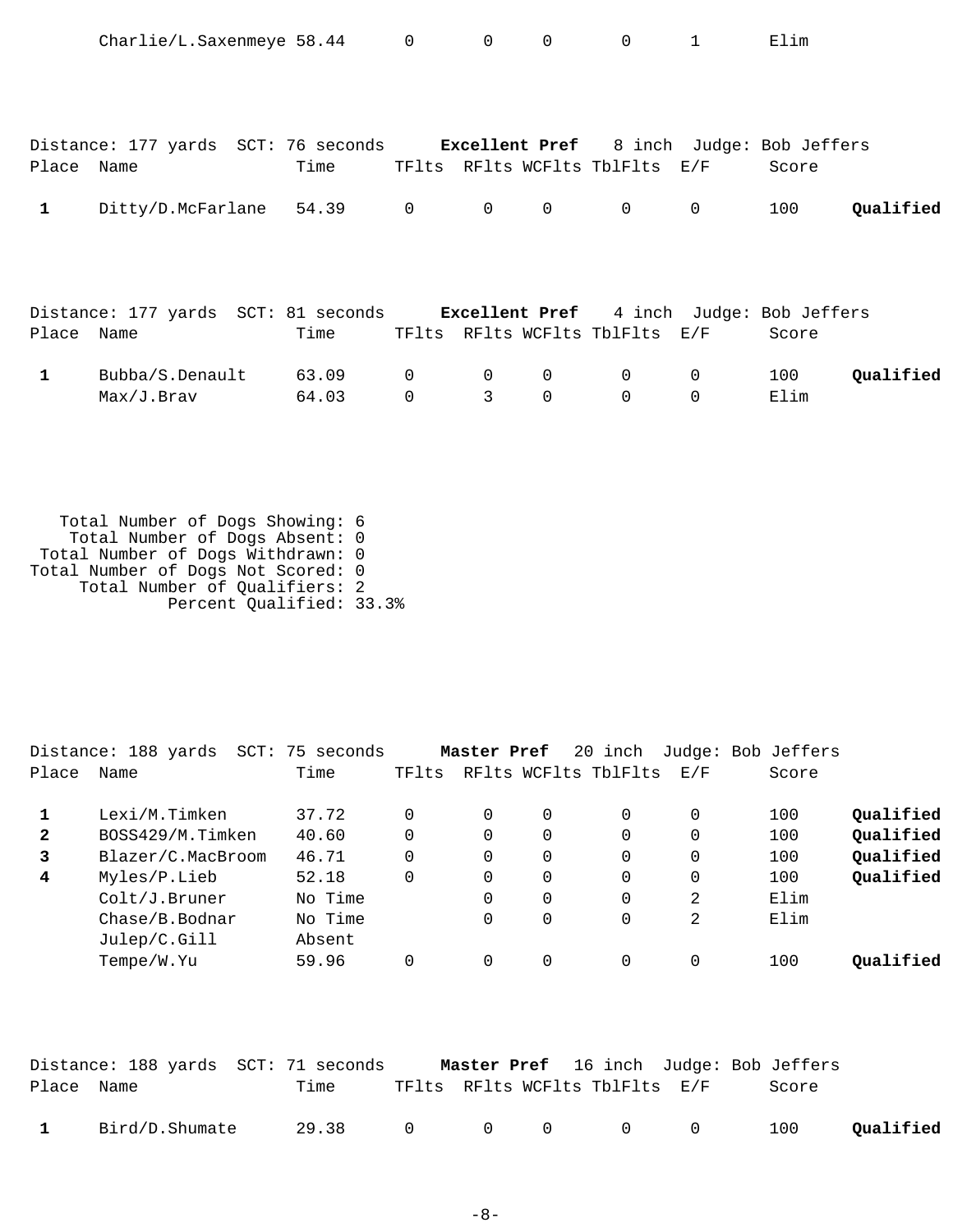| | Charlie/L.Saxenmeye | 58.44 | 0 | 0 | 0 | 0 | 1 | Elim | |
|---|---|---|---|---|---|---|---|---|---|

Distance: 177 yards SCT: 76 seconds **Excellent Pref** 8 inch Judge: Bob Jeffers

| Place | Name | Time | TFlts | RFlts | WCFlts | TblFlts | E/F | Score | |
|---|---|---|---|---|---|---|---|---|---|
| **1** | Ditty/D.McFarlane | 54.39 | 0 | 0 | 0 | 0 | 0 | 100 | **Qualified** |

Distance: 177 yards SCT: 81 seconds **Excellent Pref** 4 inch Judge: Bob Jeffers

| Place | Name | Time | TFlts | RFlts | WCFlts | TblFlts | E/F | Score | |
|---|---|---|---|---|---|---|---|---|---|
| **1** | Bubba/S.Denault | 63.09 | 0 | 0 | 0 | 0 | 0 | 100 | **Qualified** |
| | Max/J.Brav | 64.03 | 0 | 3 | 0 | 0 | 0 | Elim | |

Total Number of Dogs Showing: 6
Total Number of Dogs Absent: 0
Total Number of Dogs Withdrawn: 0
Total Number of Dogs Not Scored: 0
Total Number of Qualifiers: 2
Percent Qualified: 33.3%

Distance: 188 yards SCT: 75 seconds **Master Pref** 20 inch Judge: Bob Jeffers

| Place | Name | Time | TFlts | RFlts | WCFlts | TblFlts | E/F | Score | |
|---|---|---|---|---|---|---|---|---|---|
| **1** | Lexi/M.Timken | 37.72 | 0 | 0 | 0 | 0 | 0 | 100 | **Qualified** |
| **2** | BOSS429/M.Timken | 40.60 | 0 | 0 | 0 | 0 | 0 | 100 | **Qualified** |
| **3** | Blazer/C.MacBroom | 46.71 | 0 | 0 | 0 | 0 | 0 | 100 | **Qualified** |
| **4** | Myles/P.Lieb | 52.18 | 0 | 0 | 0 | 0 | 0 | 100 | **Qualified** |
| | Colt/J.Bruner | No Time | | 0 | 0 | 0 | 2 | Elim | |
| | Chase/B.Bodnar | No Time | | 0 | 0 | 0 | 2 | Elim | |
| | Julep/C.Gill | Absent | | | | | | | |
| | Tempe/W.Yu | 59.96 | 0 | 0 | 0 | 0 | 0 | 100 | **Qualified** |

Distance: 188 yards SCT: 71 seconds **Master Pref** 16 inch Judge: Bob Jeffers

| Place | Name | Time | TFlts | RFlts | WCFlts | TblFlts | E/F | Score | |
|---|---|---|---|---|---|---|---|---|---|
| **1** | Bird/D.Shumate | 29.38 | 0 | 0 | 0 | 0 | 0 | 100 | **Qualified** |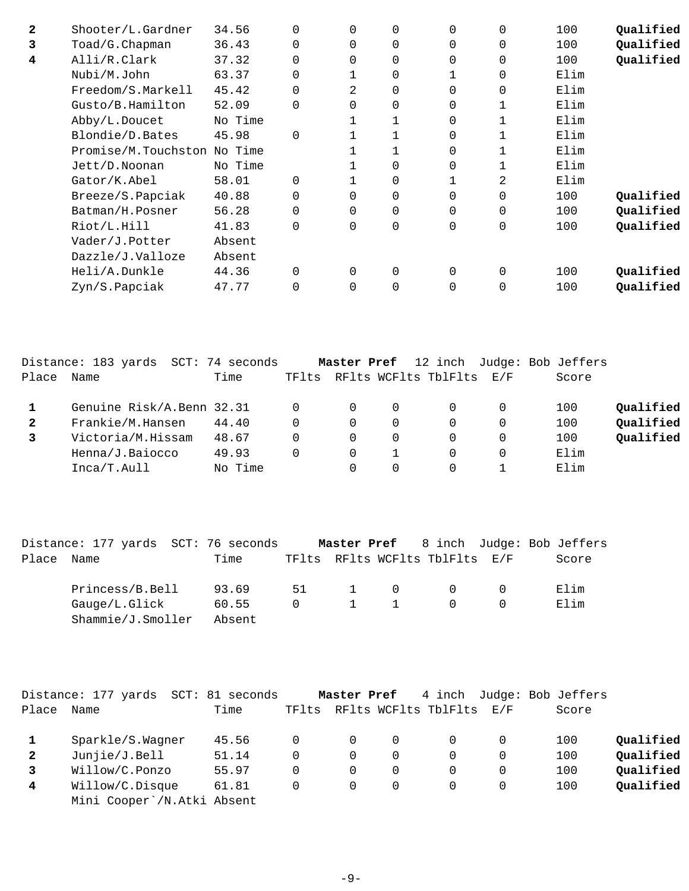| Place | Name | Time | TFlts | RFlts | WCFlts | TblFlts | E/F | Score | |
|---|---|---|---|---|---|---|---|---|---|
| **2** | Shooter/L.Gardner | 34.56 | 0 | 0 | 0 | 0 | 0 | 100 | **Qualified** |
| **3** | Toad/G.Chapman | 36.43 | 0 | 0 | 0 | 0 | 0 | 100 | **Qualified** |
| **4** | Alli/R.Clark | 37.32 | 0 | 0 | 0 | 0 | 0 | 100 | **Qualified** |
| | Nubi/M.John | 63.37 | 0 | 1 | 0 | 1 | 0 | Elim | |
| | Freedom/S.Markell | 45.42 | 0 | 2 | 0 | 0 | 0 | Elim | |
| | Gusto/B.Hamilton | 52.09 | 0 | 0 | 0 | 0 | 1 | Elim | |
| | Abby/L.Doucet | No Time | | 1 | 1 | 0 | 1 | Elim | |
| | Blondie/D.Bates | 45.98 | 0 | 1 | 1 | 0 | 1 | Elim | |
| | Promise/M.Touchston | No Time | | 1 | 1 | 0 | 1 | Elim | |
| | Jett/D.Noonan | No Time | | 1 | 0 | 0 | 1 | Elim | |
| | Gator/K.Abel | 58.01 | 0 | 1 | 0 | 1 | 2 | Elim | |
| | Breeze/S.Papciak | 40.88 | 0 | 0 | 0 | 0 | 0 | 100 | **Qualified** |
| | Batman/H.Posner | 56.28 | 0 | 0 | 0 | 0 | 0 | 100 | **Qualified** |
| | Riot/L.Hill | 41.83 | 0 | 0 | 0 | 0 | 0 | 100 | **Qualified** |
| | Vader/J.Potter | Absent | | | | | | | |
| | Dazzle/J.Valloze | Absent | | | | | | | |
| | Heli/A.Dunkle | 44.36 | 0 | 0 | 0 | 0 | 0 | 100 | **Qualified** |
| | Zyn/S.Papciak | 47.77 | 0 | 0 | 0 | 0 | 0 | 100 | **Qualified** |

Distance: 183 yards SCT: 74 seconds **Master Pref** 12 inch Judge: Bob Jeffers

| Place | Name | Time | TFlts | RFlts | WCFlts | TblFlts | E/F | Score | |
|---|---|---|---|---|---|---|---|---|---|
| **1** | Genuine Risk/A.Benn | 32.31 | 0 | 0 | 0 | 0 | 0 | 100 | **Qualified** |
| **2** | Frankie/M.Hansen | 44.40 | 0 | 0 | 0 | 0 | 0 | 100 | **Qualified** |
| **3** | Victoria/M.Hissam | 48.67 | 0 | 0 | 0 | 0 | 0 | 100 | **Qualified** |
| | Henna/J.Baiocco | 49.93 | 0 | 0 | 1 | 0 | 0 | Elim | |
| | Inca/T.Aull | No Time | | 0 | 0 | 0 | 1 | Elim | |

Distance: 177 yards SCT: 76 seconds **Master Pref** 8 inch Judge: Bob Jeffers

| Place | Name | Time | TFlts | RFlts | WCFlts | TblFlts | E/F | Score |
|---|---|---|---|---|---|---|---|---|
| | Princess/B.Bell | 93.69 | 51 | 1 | 0 | 0 | 0 | Elim |
| | Gauge/L.Glick | 60.55 | 0 | 1 | 1 | 0 | 0 | Elim |
| | Shammie/J.Smoller | Absent | | | | | | |

Distance: 177 yards SCT: 81 seconds **Master Pref** 4 inch Judge: Bob Jeffers

| Place | Name | Time | TFlts | RFlts | WCFlts | TblFlts | E/F | Score | |
|---|---|---|---|---|---|---|---|---|---|
| **1** | Sparkle/S.Wagner | 45.56 | 0 | 0 | 0 | 0 | 0 | 100 | **Qualified** |
| **2** | Junjie/J.Bell | 51.14 | 0 | 0 | 0 | 0 | 0 | 100 | **Qualified** |
| **3** | Willow/C.Ponzo | 55.97 | 0 | 0 | 0 | 0 | 0 | 100 | **Qualified** |
| **4** | Willow/C.Disque | 61.81 | 0 | 0 | 0 | 0 | 0 | 100 | **Qualified** |
| | Mini Cooper`/N.Atki | Absent | | | | | | | |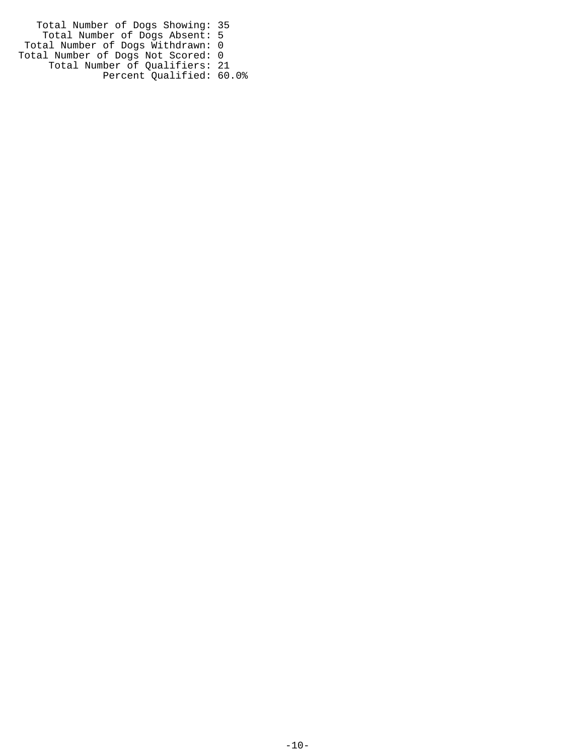Total Number of Dogs Showing: 35
Total Number of Dogs Absent: 5
Total Number of Dogs Withdrawn: 0
Total Number of Dogs Not Scored: 0
Total Number of Qualifiers: 21
Percent Qualified: 60.0%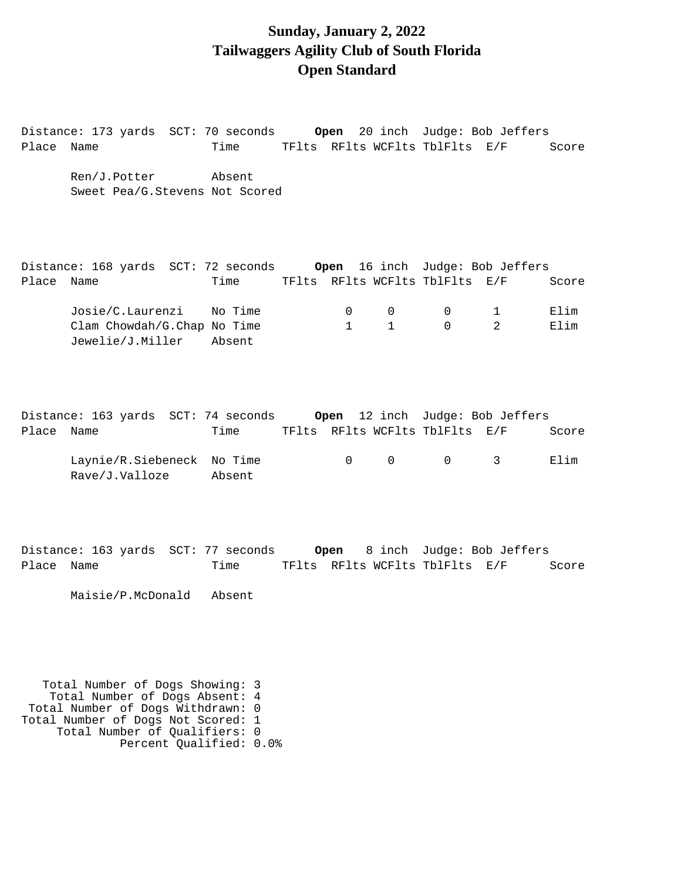# Sunday, January 2, 2022
# Tailwaggers Agility Club of South Florida
# Open Standard

Distance: 173 yards SCT: 70 seconds **Open** 20 inch Judge: Bob Jeffers

| Place | Name | Time | TFlts | RFlts | WCFlts | TblFlts | E/F | Score |
|---|---|---|---|---|---|---|---|---|
| | Ren/J.Potter | Absent | | | | | | |
| | Sweet Pea/G.Stevens | Not Scored | | | | | | |

Distance: 168 yards SCT: 72 seconds **Open** 16 inch Judge: Bob Jeffers

| Place | Name | Time | TFlts | RFlts | WCFlts | TblFlts | E/F | Score |
|---|---|---|---|---|---|---|---|---|
| | Josie/C.Laurenzi | No Time | | 0 | 0 | 0 | 1 | Elim |
| | Clam Chowdah/G.Chap | No Time | | 1 | 1 | 0 | 2 | Elim |
| | Jewelie/J.Miller | Absent | | | | | | |

Distance: 163 yards SCT: 74 seconds **Open** 12 inch Judge: Bob Jeffers

| Place | Name | Time | TFlts | RFlts | WCFlts | TblFlts | E/F | Score |
|---|---|---|---|---|---|---|---|---|
| | Laynie/R.Siebeneck | No Time | | 0 | 0 | 0 | 3 | Elim |
| | Rave/J.Valloze | Absent | | | | | | |

Distance: 163 yards SCT: 77 seconds **Open** 8 inch Judge: Bob Jeffers

| Place | Name | Time | TFlts | RFlts | WCFlts | TblFlts | E/F | Score |
|---|---|---|---|---|---|---|---|---|
| | Maisie/P.McDonald | Absent | | | | | | |

Total Number of Dogs Showing: 3
Total Number of Dogs Absent: 4
Total Number of Dogs Withdrawn: 0
Total Number of Dogs Not Scored: 1
Total Number of Qualifiers: 0
Percent Qualified: 0.0%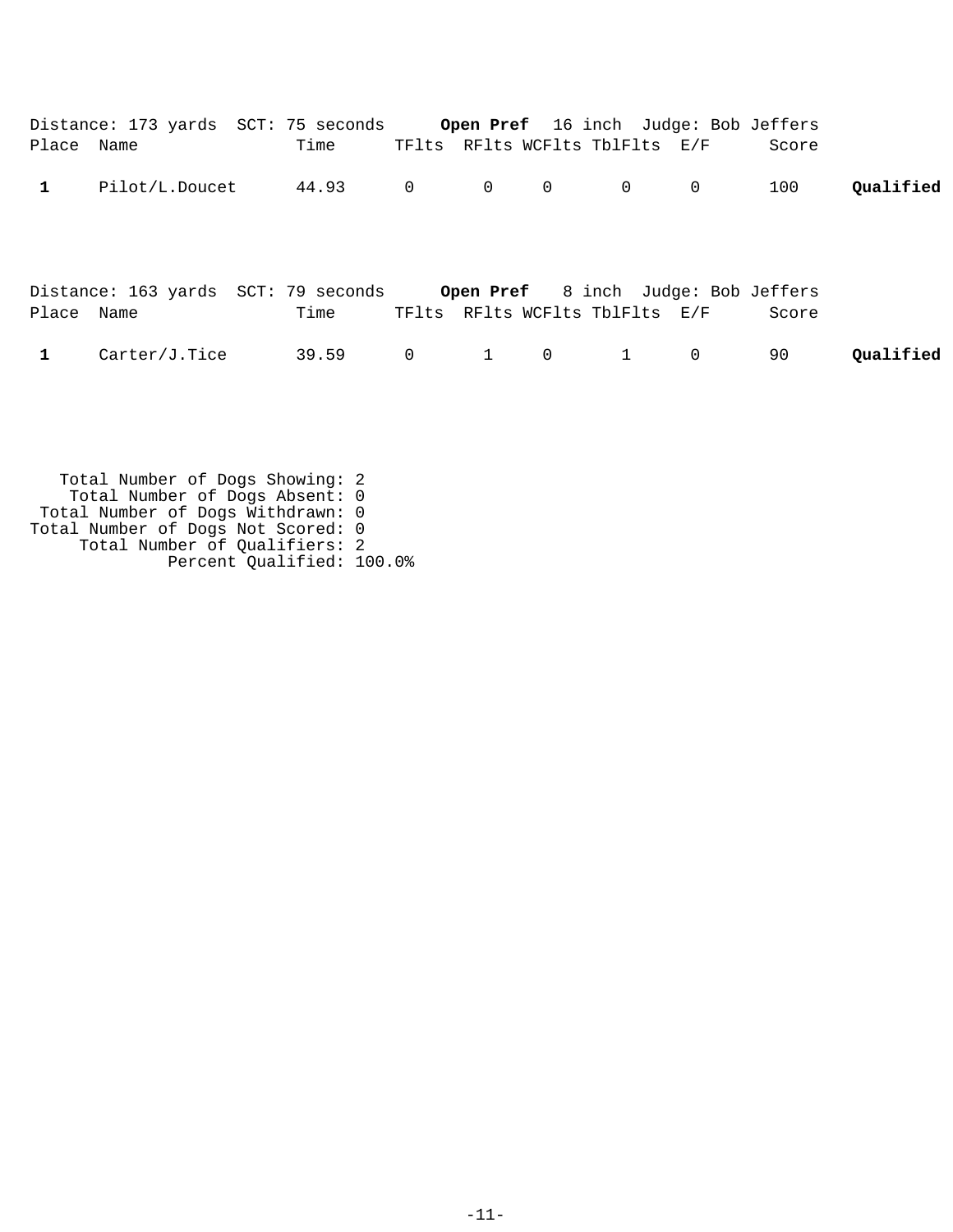Distance: 173 yards  SCT: 75 seconds  **Open Pref**  16 inch  Judge: Bob Jeffers

| Place | Name | Time | TFlts | RFlts | WCFlts | TblFlts | E/F | Score | |
|---|---|---|---|---|---|---|---|---|---|
| **1** | Pilot/L.Doucet | 44.93 | 0 | 0 | 0 | 0 | 0 | 100 | **Qualified** |

Distance: 163 yards  SCT: 79 seconds  **Open Pref**  8 inch  Judge: Bob Jeffers

| Place | Name | Time | TFlts | RFlts | WCFlts | TblFlts | E/F | Score | |
|---|---|---|---|---|---|---|---|---|---|
| **1** | Carter/J.Tice | 39.59 | 0 | 1 | 0 | 1 | 0 | 90 | **Qualified** |

Total Number of Dogs Showing: 2
Total Number of Dogs Absent: 0
Total Number of Dogs Withdrawn: 0
Total Number of Dogs Not Scored: 0
Total Number of Qualifiers: 2
Percent Qualified: 100.0%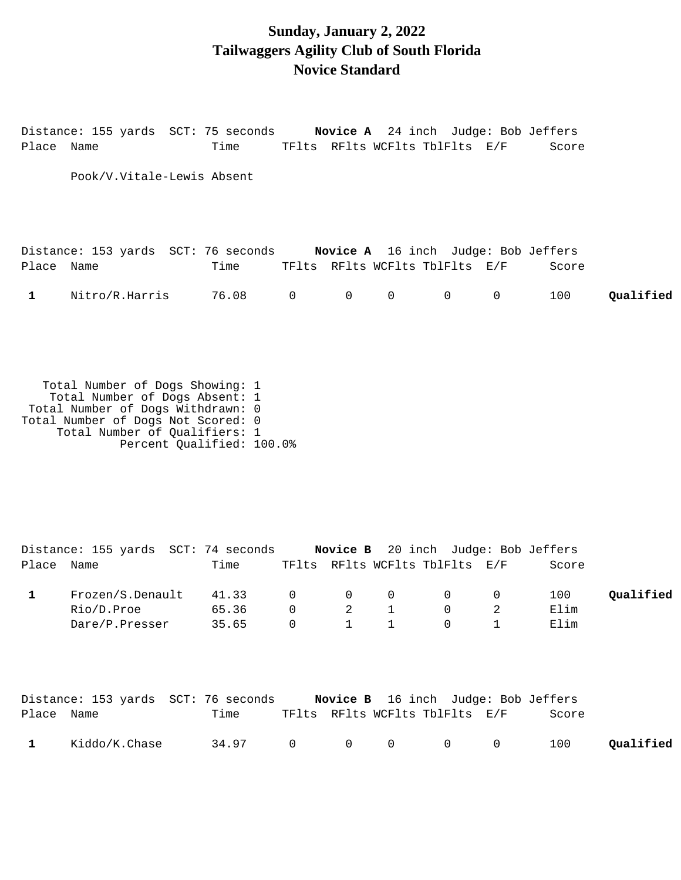# Sunday, January 2, 2022
# Tailwaggers Agility Club of South Florida
# Novice Standard

Distance: 155 yards SCT: 75 seconds **Novice A** 24 inch Judge: Bob Jeffers

| Place | Name | Time | TFlts | RFlts | WCFlts | TblFlts | E/F | Score | |
|---|---|---|---|---|---|---|---|---|---|
| | Pook/V.Vitale-Lewis | Absent | | | | | | | |

Distance: 153 yards SCT: 76 seconds **Novice A** 16 inch Judge: Bob Jeffers

| Place | Name | Time | TFlts | RFlts | WCFlts | TblFlts | E/F | Score | |
|---|---|---|---|---|---|---|---|---|---|
| 1 | Nitro/R.Harris | 76.08 | 0 | 0 | 0 | 0 | 0 | 100 | **Qualified** |

Total Number of Dogs Showing: 1
Total Number of Dogs Absent: 1
Total Number of Dogs Withdrawn: 0
Total Number of Dogs Not Scored: 0
Total Number of Qualifiers: 1
Percent Qualified: 100.0%

Distance: 155 yards SCT: 74 seconds **Novice B** 20 inch Judge: Bob Jeffers

| Place | Name | Time | TFlts | RFlts | WCFlts | TblFlts | E/F | Score | |
|---|---|---|---|---|---|---|---|---|---|
| 1 | Frozen/S.Denault | 41.33 | 0 | 0 | 0 | 0 | 0 | 100 | **Qualified** |
| | Rio/D.Proe | 65.36 | 0 | 2 | 1 | 0 | 2 | Elim | |
| | Dare/P.Presser | 35.65 | 0 | 1 | 1 | 0 | 1 | Elim | |

Distance: 153 yards SCT: 76 seconds **Novice B** 16 inch Judge: Bob Jeffers

| Place | Name | Time | TFlts | RFlts | WCFlts | TblFlts | E/F | Score | |
|---|---|---|---|---|---|---|---|---|---|
| 1 | Kiddo/K.Chase | 34.97 | 0 | 0 | 0 | 0 | 0 | 100 | **Qualified** |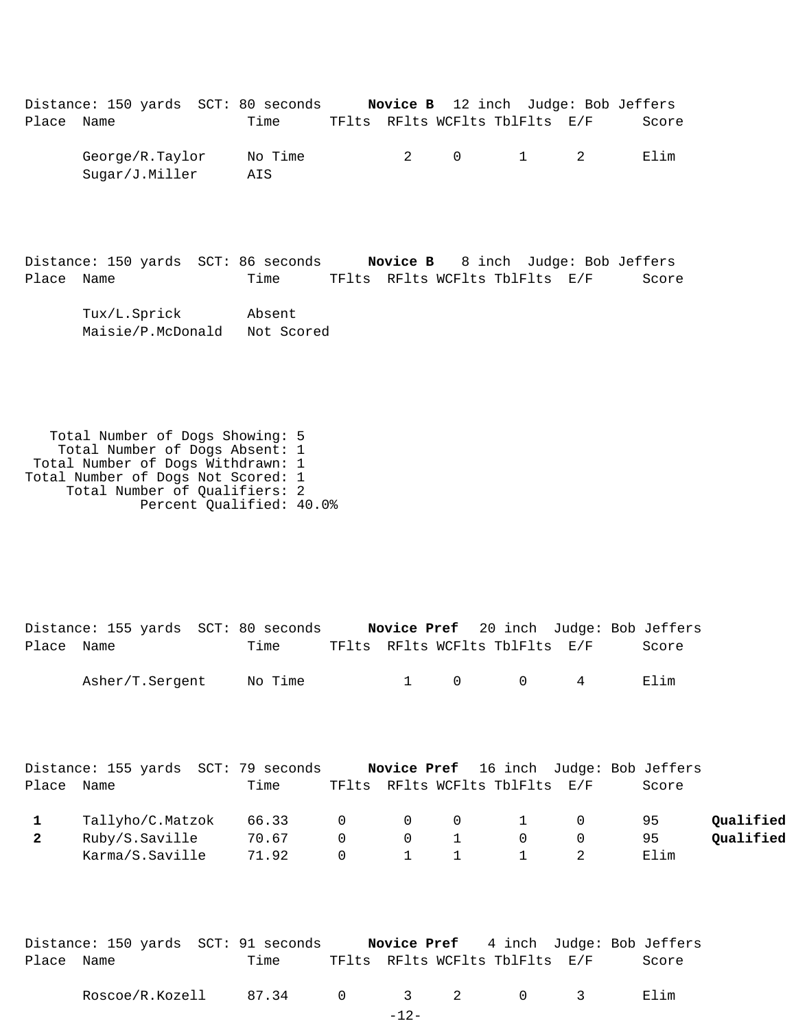Distance: 150 yards SCT: 80 seconds **Novice B** 12 inch Judge: Bob Jeffers

| Place | Name | Time | TFlts | RFlts | WCFlts | TblFlts | E/F | Score | |
|---|---|---|---|---|---|---|---|---|---|
| | George/R.Taylor | No Time | | 2 | 0 | 1 | 2 | Elim | |
| | Sugar/J.Miller | AIS | | | | | | | |

Distance: 150 yards SCT: 86 seconds **Novice B** 8 inch Judge: Bob Jeffers

| Place | Name | Time | TFlts | RFlts | WCFlts | TblFlts | E/F | Score | |
|---|---|---|---|---|---|---|---|---|---|
| | Tux/L.Sprick | Absent | | | | | | | |
| | Maisie/P.McDonald | Not Scored | | | | | | | |

Total Number of Dogs Showing: 5
Total Number of Dogs Absent: 1
Total Number of Dogs Withdrawn: 1
Total Number of Dogs Not Scored: 1
Total Number of Qualifiers: 2
Percent Qualified: 40.0%

Distance: 155 yards SCT: 80 seconds **Novice Pref** 20 inch Judge: Bob Jeffers

| Place | Name | Time | TFlts | RFlts | WCFlts | TblFlts | E/F | Score | |
|---|---|---|---|---|---|---|---|---|---|
| | Asher/T.Sergent | No Time | | 1 | 0 | 0 | 4 | Elim | |

Distance: 155 yards SCT: 79 seconds **Novice Pref** 16 inch Judge: Bob Jeffers

| Place | Name | Time | TFlts | RFlts | WCFlts | TblFlts | E/F | Score | |
|---|---|---|---|---|---|---|---|---|---|
| **1** | Tallyho/C.Matzok | 66.33 | 0 | 0 | 0 | 1 | 0 | 95 | **Qualified** |
| **2** | Ruby/S.Saville | 70.67 | 0 | 0 | 1 | 0 | 0 | 95 | **Qualified** |
| | Karma/S.Saville | 71.92 | 0 | 1 | 1 | 1 | 2 | Elim | |

Distance: 150 yards SCT: 91 seconds **Novice Pref** 4 inch Judge: Bob Jeffers

| Place | Name | Time | TFlts | RFlts | WCFlts | TblFlts | E/F | Score | |
|---|---|---|---|---|---|---|---|---|---|
| | Roscoe/R.Kozell | 87.34 | 0 | 3 | 2 | 0 | 3 | Elim | |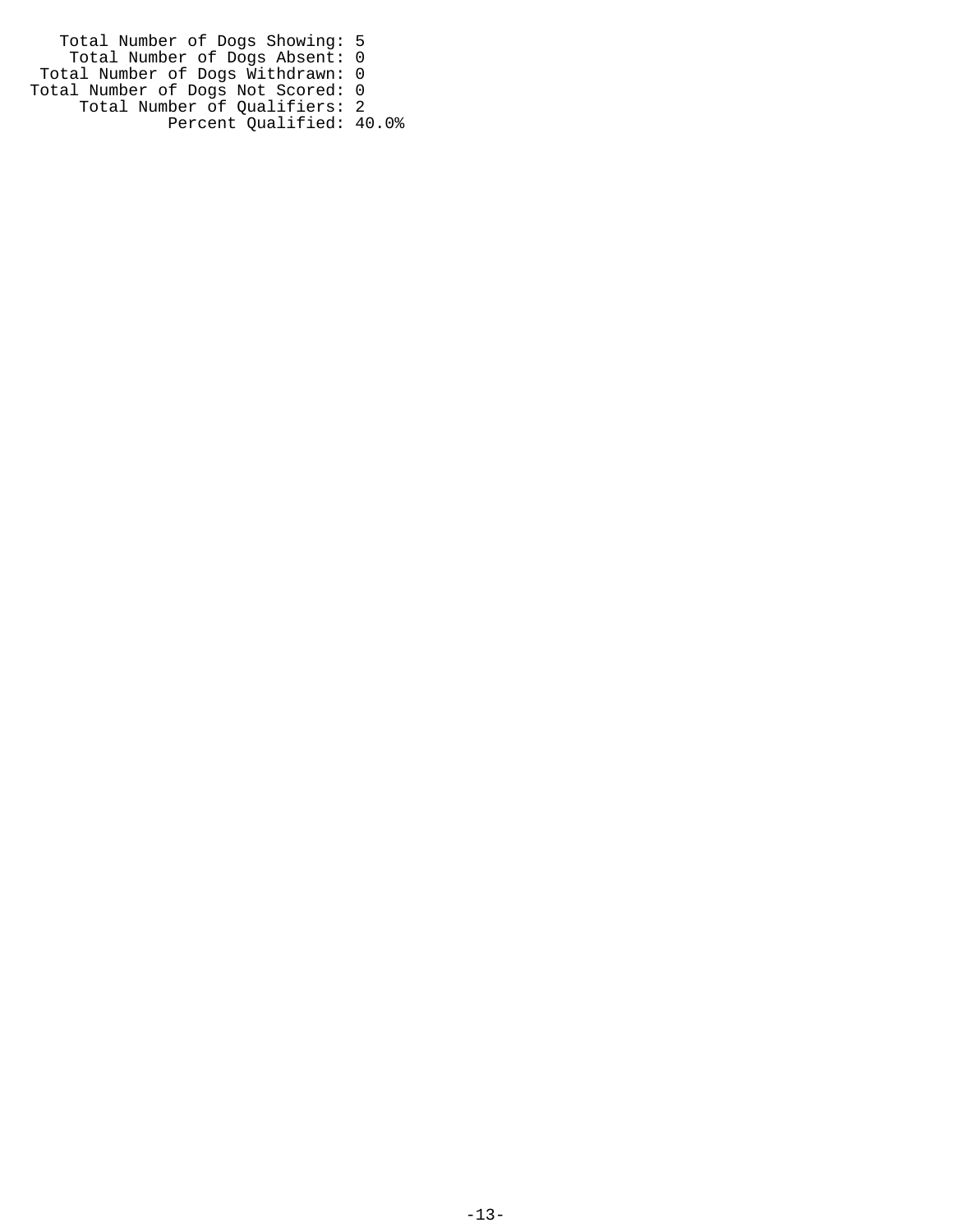Total Number of Dogs Showing: 5
Total Number of Dogs Absent: 0
Total Number of Dogs Withdrawn: 0
Total Number of Dogs Not Scored: 0
Total Number of Qualifiers: 2
Percent Qualified: 40.0%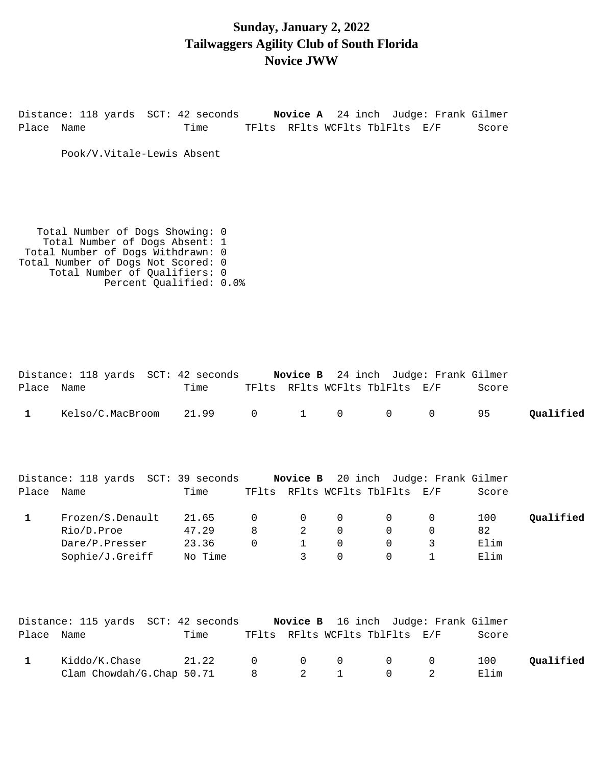# Sunday, January 2, 2022
# Tailwaggers Agility Club of South Florida
# Novice JWW

Distance: 118 yards SCT: 42 seconds **Novice A** 24 inch Judge: Frank Gilmer

| Place | Name | Time | TFlts | RFlts | WCFlts | TblFlts | E/F | Score | |
|---|---|---|---|---|---|---|---|---|---|
| | Pook/V.Vitale-Lewis Absent | | | | | | | | |

Total Number of Dogs Showing: 0
Total Number of Dogs Absent: 1
Total Number of Dogs Withdrawn: 0
Total Number of Dogs Not Scored: 0
Total Number of Qualifiers: 0
Percent Qualified: 0.0%

Distance: 118 yards SCT: 42 seconds **Novice B** 24 inch Judge: Frank Gilmer

| Place | Name | Time | TFlts | RFlts | WCFlts | TblFlts | E/F | Score | |
|---|---|---|---|---|---|---|---|---|---|
| **1** | Kelso/C.MacBroom | 21.99 | 0 | 1 | 0 | 0 | 0 | 95 | **Qualified** |

Distance: 118 yards SCT: 39 seconds **Novice B** 20 inch Judge: Frank Gilmer

| Place | Name | Time | TFlts | RFlts | WCFlts | TblFlts | E/F | Score | |
|---|---|---|---|---|---|---|---|---|---|
| **1** | Frozen/S.Denault | 21.65 | 0 | 0 | 0 | 0 | 0 | 100 | **Qualified** |
| | Rio/D.Proe | 47.29 | 8 | 2 | 0 | 0 | 0 | 82 | |
| | Dare/P.Presser | 23.36 | 0 | 1 | 0 | 0 | 3 | Elim | |
| | Sophie/J.Greiff | No Time | | 3 | 0 | 0 | 1 | Elim | |

Distance: 115 yards SCT: 42 seconds **Novice B** 16 inch Judge: Frank Gilmer

| Place | Name | Time | TFlts | RFlts | WCFlts | TblFlts | E/F | Score | |
|---|---|---|---|---|---|---|---|---|---|
| **1** | Kiddo/K.Chase | 21.22 | 0 | 0 | 0 | 0 | 0 | 100 | **Qualified** |
| | Clam Chowdah/G.Chap | 50.71 | 8 | 2 | 1 | 0 | 2 | Elim | |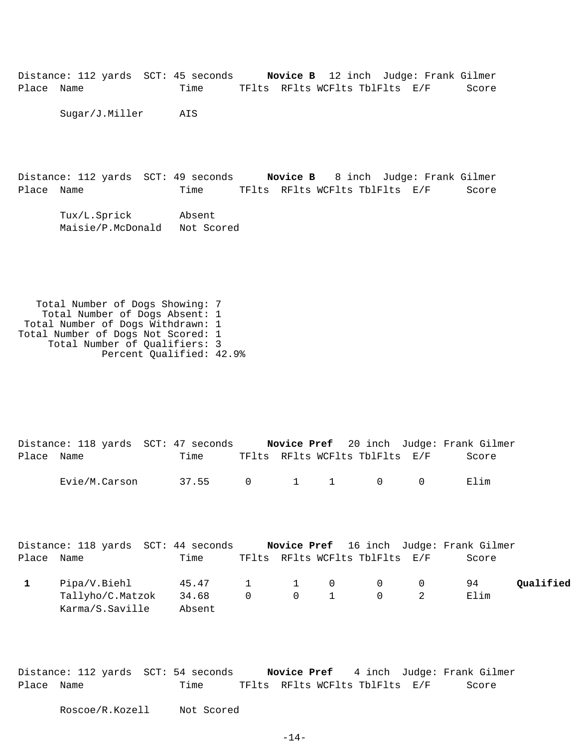Distance: 112 yards SCT: 45 seconds **Novice B** 12 inch Judge: Frank Gilmer

| Place | Name | Time | TFlts | RFlts | WCFlts | TblFlts | E/F | Score | |
|---|---|---|---|---|---|---|---|---|---|
| | Sugar/J.Miller | AIS | | | | | | | |

Distance: 112 yards SCT: 49 seconds **Novice B** 8 inch Judge: Frank Gilmer

| Place | Name | Time | TFlts | RFlts | WCFlts | TblFlts | E/F | Score | |
|---|---|---|---|---|---|---|---|---|---|
| | Tux/L.Sprick | Absent | | | | | | | |
| | Maisie/P.McDonald | Not Scored | | | | | | | |

Total Number of Dogs Showing: 7
Total Number of Dogs Absent: 1
Total Number of Dogs Withdrawn: 1
Total Number of Dogs Not Scored: 1
Total Number of Qualifiers: 3
Percent Qualified: 42.9%

Distance: 118 yards SCT: 47 seconds **Novice Pref** 20 inch Judge: Frank Gilmer

| Place | Name | Time | TFlts | RFlts | WCFlts | TblFlts | E/F | Score | |
|---|---|---|---|---|---|---|---|---|---|
| | Evie/M.Carson | 37.55 | 0 | 1 | 1 | 0 | 0 | Elim | |

Distance: 118 yards SCT: 44 seconds **Novice Pref** 16 inch Judge: Frank Gilmer

| Place | Name | Time | TFlts | RFlts | WCFlts | TblFlts | E/F | Score | |
|---|---|---|---|---|---|---|---|---|---|
| **1** | Pipa/V.Biehl | 45.47 | 1 | 1 | 0 | 0 | 0 | 94 | **Qualified** |
| | Tallyho/C.Matzok | 34.68 | 0 | 0 | 1 | 0 | 2 | Elim | |
| | Karma/S.Saville | Absent | | | | | | | |

Distance: 112 yards SCT: 54 seconds **Novice Pref** 4 inch Judge: Frank Gilmer

| Place | Name | Time | TFlts | RFlts | WCFlts | TblFlts | E/F | Score | |
|---|---|---|---|---|---|---|---|---|---|
| | Roscoe/R.Kozell | Not Scored | | | | | | | |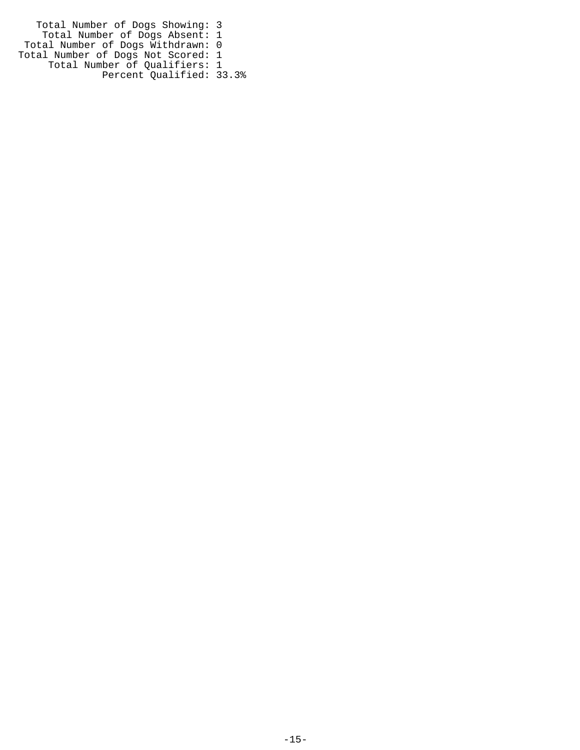Total Number of Dogs Showing: 3
Total Number of Dogs Absent: 1
Total Number of Dogs Withdrawn: 0
Total Number of Dogs Not Scored: 1
Total Number of Qualifiers: 1
Percent Qualified: 33.3%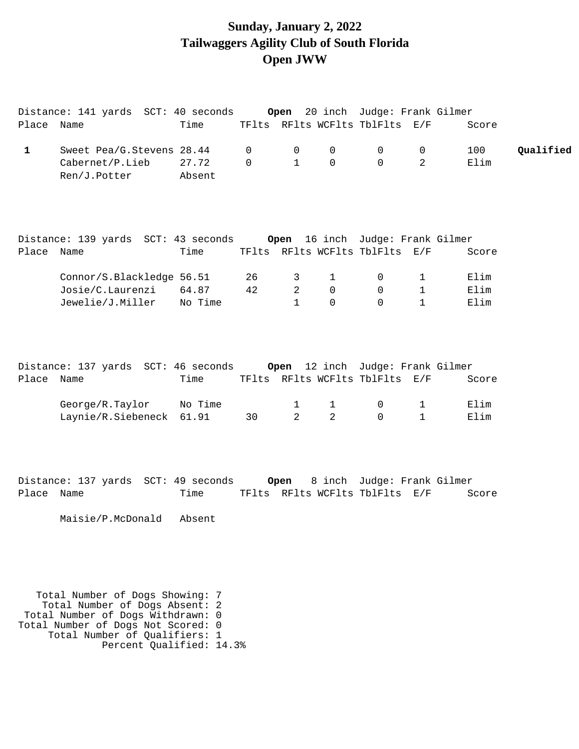# Sunday, January 2, 2022
# Tailwaggers Agility Club of South Florida
# Open JWW

Distance: 141 yards SCT: 40 seconds **Open** 20 inch Judge: Frank Gilmer

| Place | Name | Time | TFlts | RFlts | WCFlts | TblFlts | E/F | Score | |
|---|---|---|---|---|---|---|---|---|---|
| **1** | Sweet Pea/G.Stevens | 28.44 | 0 | 0 | 0 | 0 | 0 | 100 | **Qualified** |
| | Cabernet/P.Lieb | 27.72 | 0 | 1 | 0 | 0 | 2 | Elim | |
| | Ren/J.Potter | Absent | | | | | | | |

Distance: 139 yards SCT: 43 seconds **Open** 16 inch Judge: Frank Gilmer

| Place | Name | Time | TFlts | RFlts | WCFlts | TblFlts | E/F | Score |
|---|---|---|---|---|---|---|---|---|
| | Connor/S.Blackledge | 56.51 | 26 | 3 | 1 | 0 | 1 | Elim |
| | Josie/C.Laurenzi | 64.87 | 42 | 2 | 0 | 0 | 1 | Elim |
| | Jewelie/J.Miller | No Time | | 1 | 0 | 0 | 1 | Elim |

Distance: 137 yards SCT: 46 seconds **Open** 12 inch Judge: Frank Gilmer

| Place | Name | Time | TFlts | RFlts | WCFlts | TblFlts | E/F | Score |
|---|---|---|---|---|---|---|---|---|
| | George/R.Taylor | No Time | | 1 | 1 | 0 | 1 | Elim |
| | Laynie/R.Siebeneck | 61.91 | 30 | 2 | 2 | 0 | 1 | Elim |

Distance: 137 yards SCT: 49 seconds **Open** 8 inch Judge: Frank Gilmer

| Place | Name | Time | TFlts | RFlts | WCFlts | TblFlts | E/F | Score |
|---|---|---|---|---|---|---|---|---|
| | Maisie/P.McDonald | Absent | | | | | | |

Total Number of Dogs Showing: 7
Total Number of Dogs Absent: 2
Total Number of Dogs Withdrawn: 0
Total Number of Dogs Not Scored: 0
Total Number of Qualifiers: 1
Percent Qualified: 14.3%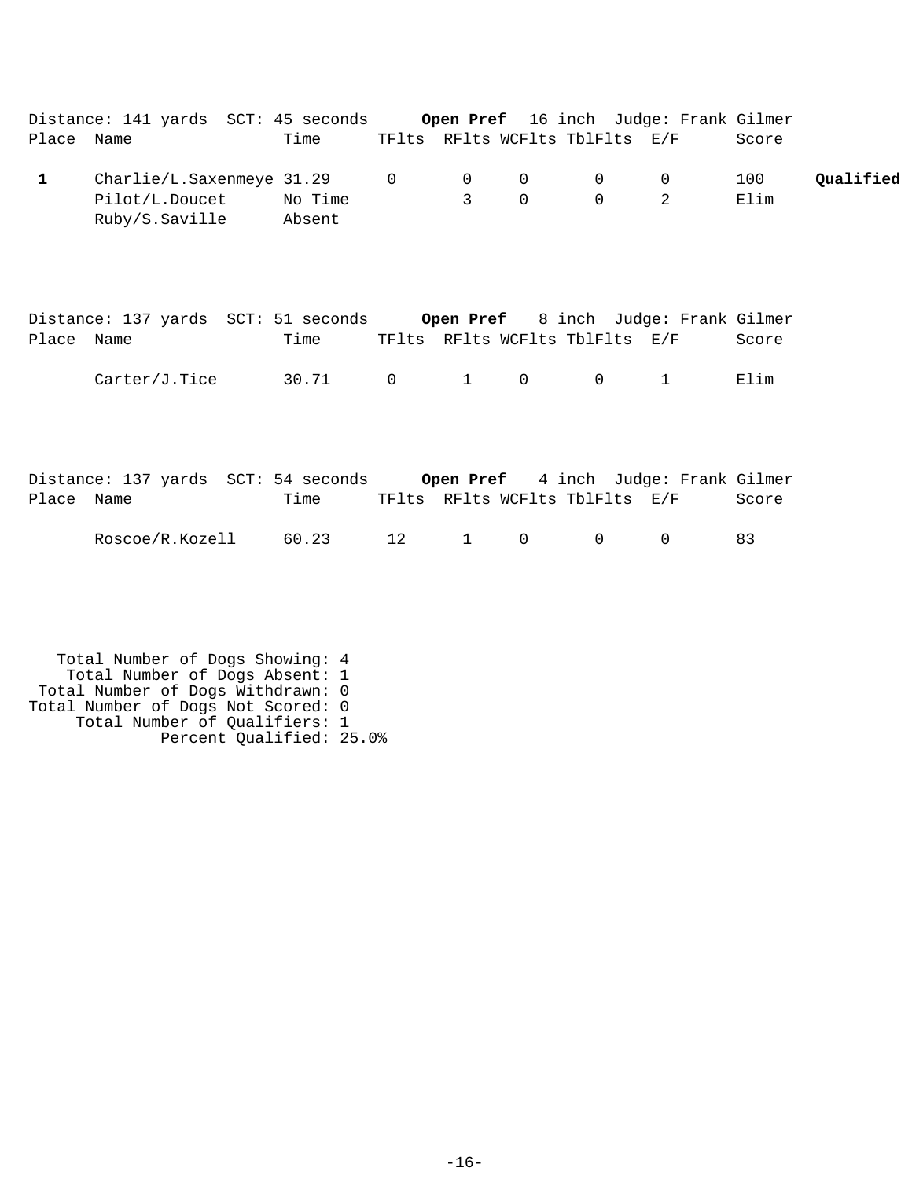Distance: 141 yards  SCT: 45 seconds  **Open Pref**  16 inch  Judge: Frank Gilmer

| Place | Name | Time | TFlts | RFlts | WCFlts | TblFlts | E/F | Score | |
|---|---|---|---|---|---|---|---|---|---|
| **1** | Charlie/L.Saxenmeye | 31.29 | 0 | 0 | 0 | 0 | 0 | 100 | **Qualified** |
| | Pilot/L.Doucet | No Time | | 3 | 0 | 0 | 2 | Elim | |
| | Ruby/S.Saville | Absent | | | | | | | |

Distance: 137 yards  SCT: 51 seconds  **Open Pref**  8 inch  Judge: Frank Gilmer

| Place | Name | Time | TFlts | RFlts | WCFlts | TblFlts | E/F | Score |
|---|---|---|---|---|---|---|---|---|
| | Carter/J.Tice | 30.71 | 0 | 1 | 0 | 0 | 1 | Elim |

Distance: 137 yards  SCT: 54 seconds  **Open Pref**  4 inch  Judge: Frank Gilmer

| Place | Name | Time | TFlts | RFlts | WCFlts | TblFlts | E/F | Score |
|---|---|---|---|---|---|---|---|---|
| | Roscoe/R.Kozell | 60.23 | 12 | 1 | 0 | 0 | 0 | 83 |

Total Number of Dogs Showing: 4
Total Number of Dogs Absent: 1
Total Number of Dogs Withdrawn: 0
Total Number of Dogs Not Scored: 0
Total Number of Qualifiers: 1
Percent Qualified: 25.0%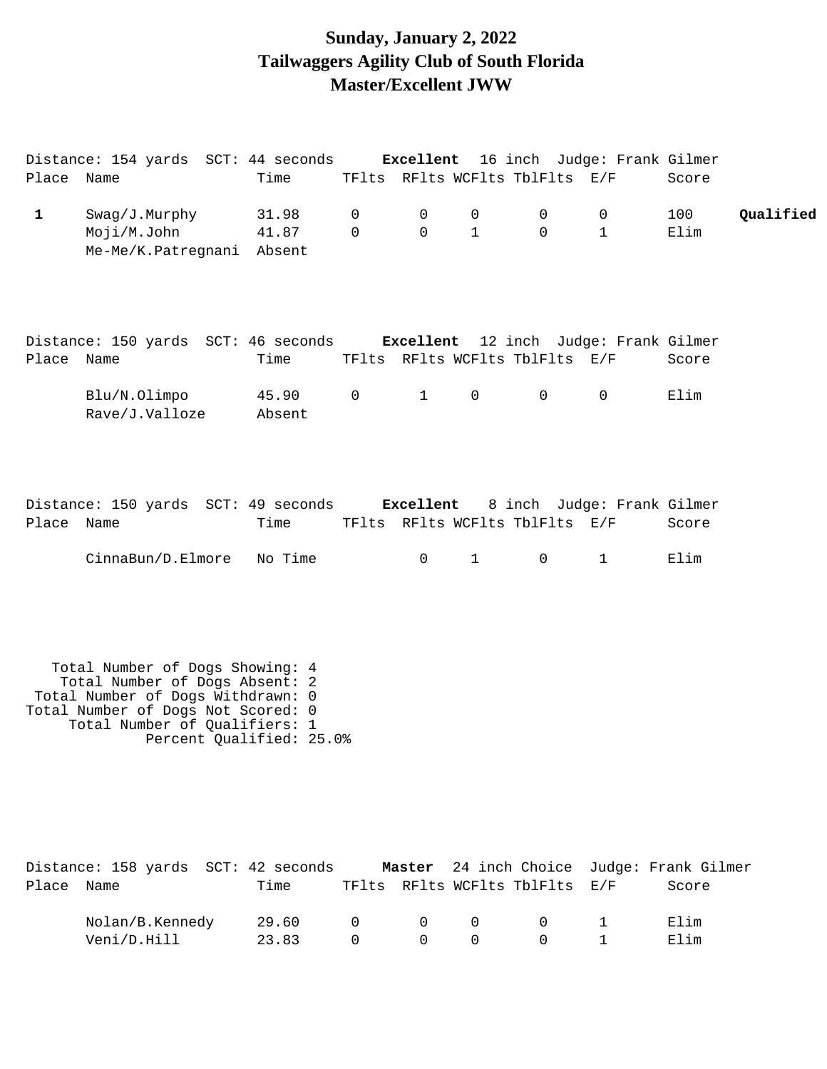# Sunday, January 2, 2022
# Tailwaggers Agility Club of South Florida
# Master/Excellent JWW

Distance: 154 yards SCT: 44 seconds **Excellent** 16 inch Judge: Frank Gilmer

| Place | Name | Time | TFlts | RFlts | WCFlts | TblFlts | E/F | Score | |
|---|---|---|---|---|---|---|---|---|---|
| **1** | Swag/J.Murphy | 31.98 | 0 | 0 | 0 | 0 | 0 | 100 | **Qualified** |
| | Moji/M.John | 41.87 | 0 | 0 | 1 | 0 | 1 | Elim | |
| | Me-Me/K.Patregnani | Absent | | | | | | | |

Distance: 150 yards SCT: 46 seconds **Excellent** 12 inch Judge: Frank Gilmer

| Place | Name | Time | TFlts | RFlts | WCFlts | TblFlts | E/F | Score |
|---|---|---|---|---|---|---|---|---|
| | Blu/N.Olimpo | 45.90 | 0 | 1 | 0 | 0 | 0 | Elim |
| | Rave/J.Valloze | Absent | | | | | | |

Distance: 150 yards SCT: 49 seconds **Excellent** 8 inch Judge: Frank Gilmer

| Place | Name | Time | TFlts | RFlts | WCFlts | TblFlts | E/F | Score |
|---|---|---|---|---|---|---|---|---|
| | CinnaBun/D.Elmore | No Time | | 0 | 1 | 0 | 1 | Elim |

Total Number of Dogs Showing: 4
Total Number of Dogs Absent: 2
Total Number of Dogs Withdrawn: 0
Total Number of Dogs Not Scored: 0
Total Number of Qualifiers: 1
Percent Qualified: 25.0%

Distance: 158 yards SCT: 42 seconds **Master** 24 inch Choice Judge: Frank Gilmer

| Place | Name | Time | TFlts | RFlts | WCFlts | TblFlts | E/F | Score |
|---|---|---|---|---|---|---|---|---|
| | Nolan/B.Kennedy | 29.60 | 0 | 0 | 0 | 0 | 1 | Elim |
| | Veni/D.Hill | 23.83 | 0 | 0 | 0 | 0 | 1 | Elim |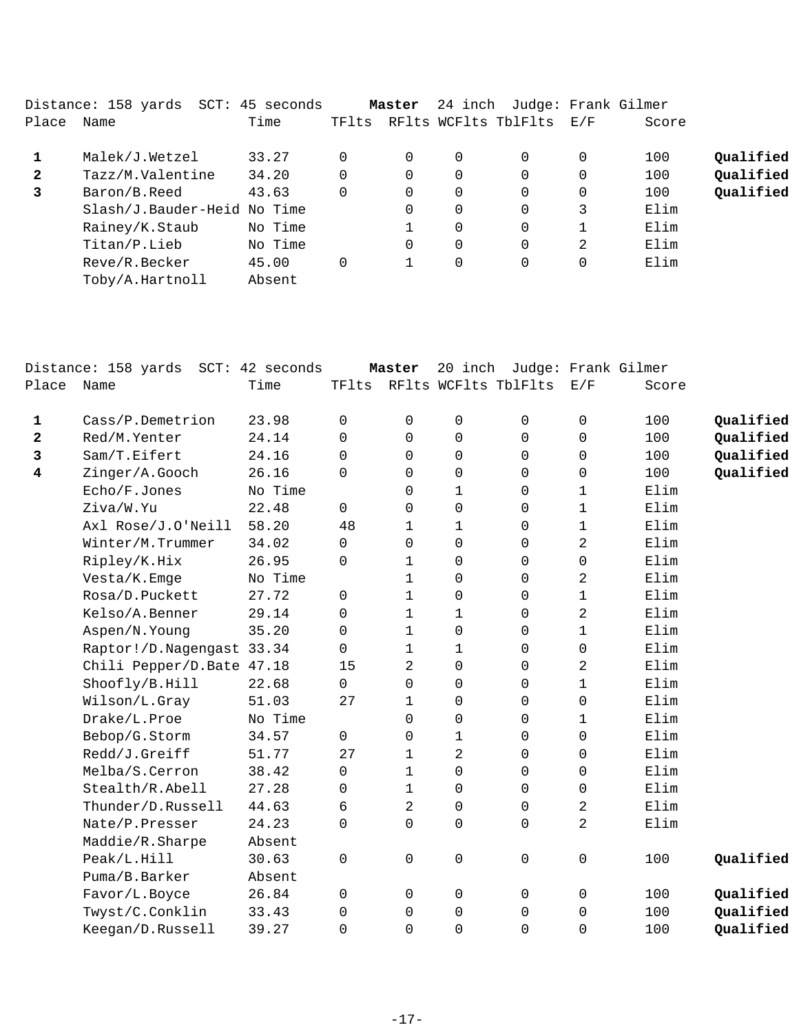Distance: 158 yards SCT: 45 seconds **Master** 24 inch Judge: Frank Gilmer

| Place | Name | Time | TFlts | RFlts | WCFlts | TblFlts | E/F | Score | |
|---|---|---|---|---|---|---|---|---|---|
| **1** | Malek/J.Wetzel | 33.27 | 0 | 0 | 0 | 0 | 0 | 100 | **Qualified** |
| **2** | Tazz/M.Valentine | 34.20 | 0 | 0 | 0 | 0 | 0 | 100 | **Qualified** |
| **3** | Baron/B.Reed | 43.63 | 0 | 0 | 0 | 0 | 0 | 100 | **Qualified** |
| | Slash/J.Bauder-Heid | No Time | | 0 | 0 | 0 | 3 | Elim | |
| | Rainey/K.Staub | No Time | | 1 | 0 | 0 | 1 | Elim | |
| | Titan/P.Lieb | No Time | | 0 | 0 | 0 | 2 | Elim | |
| | Reve/R.Becker | 45.00 | 0 | 1 | 0 | 0 | 0 | Elim | |
| | Toby/A.Hartnoll | Absent | | | | | | | |

Distance: 158 yards SCT: 42 seconds **Master** 20 inch Judge: Frank Gilmer

| Place | Name | Time | TFlts | RFlts | WCFlts | TblFlts | E/F | Score | |
|---|---|---|---|---|---|---|---|---|---|
| **1** | Cass/P.Demetrion | 23.98 | 0 | 0 | 0 | 0 | 0 | 100 | **Qualified** |
| **2** | Red/M.Yenter | 24.14 | 0 | 0 | 0 | 0 | 0 | 100 | **Qualified** |
| **3** | Sam/T.Eifert | 24.16 | 0 | 0 | 0 | 0 | 0 | 100 | **Qualified** |
| **4** | Zinger/A.Gooch | 26.16 | 0 | 0 | 0 | 0 | 0 | 100 | **Qualified** |
| | Echo/F.Jones | No Time | | 0 | 1 | 0 | 1 | Elim | |
| | Ziva/W.Yu | 22.48 | 0 | 0 | 0 | 0 | 1 | Elim | |
| | Axl Rose/J.O'Neill | 58.20 | 48 | 1 | 1 | 0 | 1 | Elim | |
| | Winter/M.Trummer | 34.02 | 0 | 0 | 0 | 0 | 2 | Elim | |
| | Ripley/K.Hix | 26.95 | 0 | 1 | 0 | 0 | 0 | Elim | |
| | Vesta/K.Emge | No Time | | 1 | 0 | 0 | 2 | Elim | |
| | Rosa/D.Puckett | 27.72 | 0 | 1 | 0 | 0 | 1 | Elim | |
| | Kelso/A.Benner | 29.14 | 0 | 1 | 1 | 0 | 2 | Elim | |
| | Aspen/N.Young | 35.20 | 0 | 1 | 0 | 0 | 1 | Elim | |
| | Raptor!/D.Nagengast | 33.34 | 0 | 1 | 1 | 0 | 0 | Elim | |
| | Chili Pepper/D.Bate | 47.18 | 15 | 2 | 0 | 0 | 2 | Elim | |
| | Shoofly/B.Hill | 22.68 | 0 | 0 | 0 | 0 | 1 | Elim | |
| | Wilson/L.Gray | 51.03 | 27 | 1 | 0 | 0 | 0 | Elim | |
| | Drake/L.Proe | No Time | | 0 | 0 | 0 | 1 | Elim | |
| | Bebop/G.Storm | 34.57 | 0 | 0 | 1 | 0 | 0 | Elim | |
| | Redd/J.Greiff | 51.77 | 27 | 1 | 2 | 0 | 0 | Elim | |
| | Melba/S.Cerron | 38.42 | 0 | 1 | 0 | 0 | 0 | Elim | |
| | Stealth/R.Abell | 27.28 | 0 | 1 | 0 | 0 | 0 | Elim | |
| | Thunder/D.Russell | 44.63 | 6 | 2 | 0 | 0 | 2 | Elim | |
| | Nate/P.Presser | 24.23 | 0 | 0 | 0 | 0 | 2 | Elim | |
| | Maddie/R.Sharpe | Absent | | | | | | | |
| | Peak/L.Hill | 30.63 | 0 | 0 | 0 | 0 | 0 | 100 | **Qualified** |
| | Puma/B.Barker | Absent | | | | | | | |
| | Favor/L.Boyce | 26.84 | 0 | 0 | 0 | 0 | 0 | 100 | **Qualified** |
| | Twyst/C.Conklin | 33.43 | 0 | 0 | 0 | 0 | 0 | 100 | **Qualified** |
| | Keegan/D.Russell | 39.27 | 0 | 0 | 0 | 0 | 0 | 100 | **Qualified** |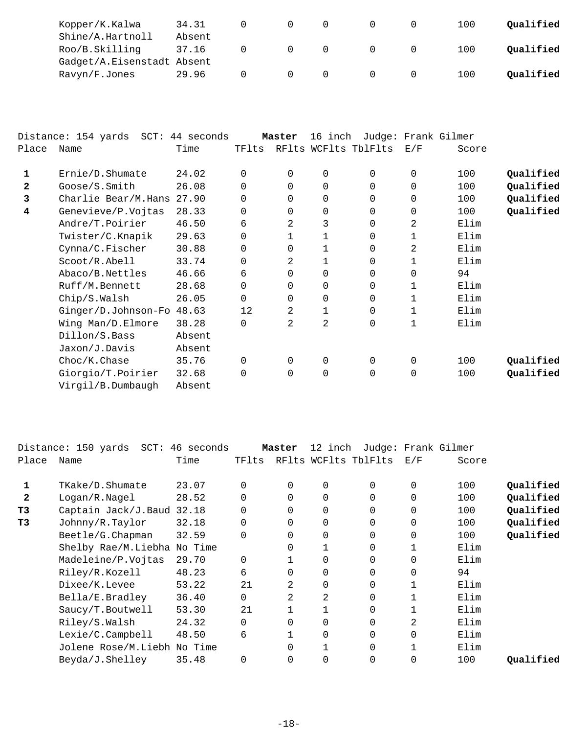| Place | Name | Time | TFlts | RFlts | WCFlts | TblFlts | E/F | Score | |
|---|---|---|---|---|---|---|---|---|---|
| | Kopper/K.Kalwa | 34.31 | 0 | 0 | 0 | 0 | 0 | 100 | **Qualified** |
| | Shine/A.Hartnoll | Absent | | | | | | | |
| | Roo/B.Skilling | 37.16 | 0 | 0 | 0 | 0 | 0 | 100 | **Qualified** |
| | Gadget/A.Eisenstadt | Absent | | | | | | | |
| | Ravyn/F.Jones | 29.96 | 0 | 0 | 0 | 0 | 0 | 100 | **Qualified** |

Distance: 154 yards SCT: 44 seconds **Master** 16 inch Judge: Frank Gilmer

| Place | Name | Time | TFlts | RFlts | WCFlts | TblFlts | E/F | Score | |
|---|---|---|---|---|---|---|---|---|---|
| **1** | Ernie/D.Shumate | 24.02 | 0 | 0 | 0 | 0 | 0 | 100 | **Qualified** |
| **2** | Goose/S.Smith | 26.08 | 0 | 0 | 0 | 0 | 0 | 100 | **Qualified** |
| **3** | Charlie Bear/M.Hans | 27.90 | 0 | 0 | 0 | 0 | 0 | 100 | **Qualified** |
| **4** | Genevieve/P.Vojtas | 28.33 | 0 | 0 | 0 | 0 | 0 | 100 | **Qualified** |
| | Andre/T.Poirier | 46.50 | 6 | 2 | 3 | 0 | 2 | Elim | |
| | Twister/C.Knapik | 29.63 | 0 | 1 | 1 | 0 | 1 | Elim | |
| | Cynna/C.Fischer | 30.88 | 0 | 0 | 1 | 0 | 2 | Elim | |
| | Scoot/R.Abell | 33.74 | 0 | 2 | 1 | 0 | 1 | Elim | |
| | Abaco/B.Nettles | 46.66 | 6 | 0 | 0 | 0 | 0 | 94 | |
| | Ruff/M.Bennett | 28.68 | 0 | 0 | 0 | 0 | 1 | Elim | |
| | Chip/S.Walsh | 26.05 | 0 | 0 | 0 | 0 | 1 | Elim | |
| | Ginger/D.Johnson-Fo | 48.63 | 12 | 2 | 1 | 0 | 1 | Elim | |
| | Wing Man/D.Elmore | 38.28 | 0 | 2 | 2 | 0 | 1 | Elim | |
| | Dillon/S.Bass | Absent | | | | | | | |
| | Jaxon/J.Davis | Absent | | | | | | | |
| | Choc/K.Chase | 35.76 | 0 | 0 | 0 | 0 | 0 | 100 | **Qualified** |
| | Giorgio/T.Poirier | 32.68 | 0 | 0 | 0 | 0 | 0 | 100 | **Qualified** |
| | Virgil/B.Dumbaugh | Absent | | | | | | | |

Distance: 150 yards SCT: 46 seconds **Master** 12 inch Judge: Frank Gilmer

| Place | Name | Time | TFlts | RFlts | WCFlts | TblFlts | E/F | Score | |
|---|---|---|---|---|---|---|---|---|---|
| **1** | TKake/D.Shumate | 23.07 | 0 | 0 | 0 | 0 | 0 | 100 | **Qualified** |
| **2** | Logan/R.Nagel | 28.52 | 0 | 0 | 0 | 0 | 0 | 100 | **Qualified** |
| **T3** | Captain Jack/J.Baud | 32.18 | 0 | 0 | 0 | 0 | 0 | 100 | **Qualified** |
| **T3** | Johnny/R.Taylor | 32.18 | 0 | 0 | 0 | 0 | 0 | 100 | **Qualified** |
| | Beetle/G.Chapman | 32.59 | 0 | 0 | 0 | 0 | 0 | 100 | **Qualified** |
| | Shelby Rae/M.Liebha | No Time | | 0 | 1 | 0 | 1 | Elim | |
| | Madeleine/P.Vojtas | 29.70 | 0 | 1 | 0 | 0 | 0 | Elim | |
| | Riley/R.Kozell | 48.23 | 6 | 0 | 0 | 0 | 0 | 94 | |
| | Dixee/K.Levee | 53.22 | 21 | 2 | 0 | 0 | 1 | Elim | |
| | Bella/E.Bradley | 36.40 | 0 | 2 | 2 | 0 | 1 | Elim | |
| | Saucy/T.Boutwell | 53.30 | 21 | 1 | 1 | 0 | 1 | Elim | |
| | Riley/S.Walsh | 24.32 | 0 | 0 | 0 | 0 | 2 | Elim | |
| | Lexie/C.Campbell | 48.50 | 6 | 1 | 0 | 0 | 0 | Elim | |
| | Jolene Rose/M.Liebh | No Time | | 0 | 1 | 0 | 1 | Elim | |
| | Beyda/J.Shelley | 35.48 | 0 | 0 | 0 | 0 | 0 | 100 | **Qualified** |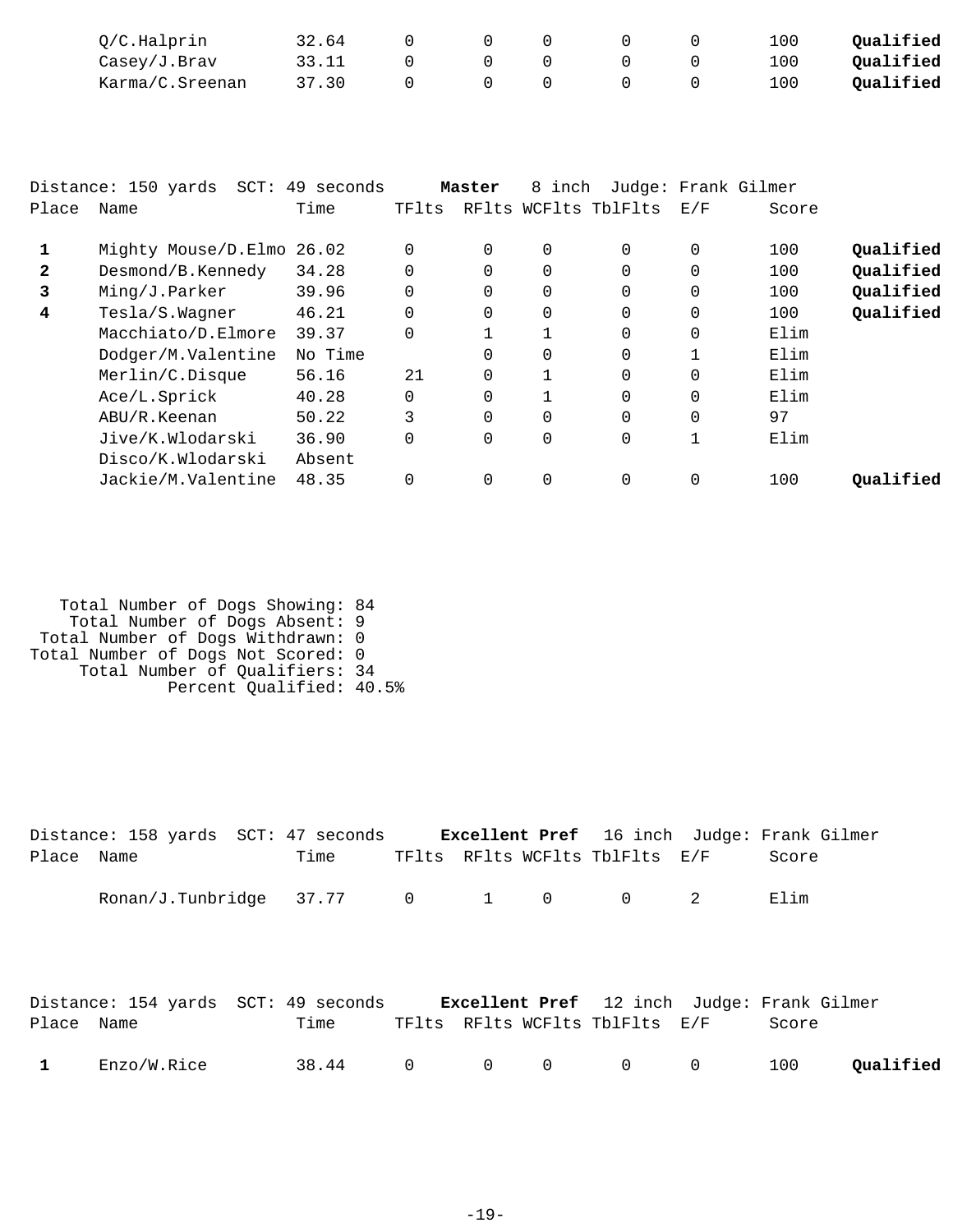| Place | Name | Time | TFlts | RFlts | WCFlts | TblFlts | E/F | Score | |
|---|---|---|---|---|---|---|---|---|---|
| | Q/C.Halprin | 32.64 | 0 | 0 | 0 | 0 | 0 | 100 | **Qualified** |
| | Casey/J.Brav | 33.11 | 0 | 0 | 0 | 0 | 0 | 100 | **Qualified** |
| | Karma/C.Sreenan | 37.30 | 0 | 0 | 0 | 0 | 0 | 100 | **Qualified** |

Distance: 150 yards SCT: 49 seconds **Master** 8 inch Judge: Frank Gilmer

| Place | Name | Time | TFlts | RFlts | WCFlts | TblFlts | E/F | Score | |
|---|---|---|---|---|---|---|---|---|---|
| **1** | Mighty Mouse/D.Elmo | 26.02 | 0 | 0 | 0 | 0 | 0 | 100 | **Qualified** |
| **2** | Desmond/B.Kennedy | 34.28 | 0 | 0 | 0 | 0 | 0 | 100 | **Qualified** |
| **3** | Ming/J.Parker | 39.96 | 0 | 0 | 0 | 0 | 0 | 100 | **Qualified** |
| **4** | Tesla/S.Wagner | 46.21 | 0 | 0 | 0 | 0 | 0 | 100 | **Qualified** |
| | Macchiato/D.Elmore | 39.37 | 0 | 1 | 1 | 0 | 0 | Elim | |
| | Dodger/M.Valentine | No Time | | 0 | 0 | 0 | 1 | Elim | |
| | Merlin/C.Disque | 56.16 | 21 | 0 | 1 | 0 | 0 | Elim | |
| | Ace/L.Sprick | 40.28 | 0 | 0 | 1 | 0 | 0 | Elim | |
| | ABU/R.Keenan | 50.22 | 3 | 0 | 0 | 0 | 0 | 97 | |
| | Jive/K.Wlodarski | 36.90 | 0 | 0 | 0 | 0 | 1 | Elim | |
| | Disco/K.Wlodarski | Absent | | | | | | | |
| | Jackie/M.Valentine | 48.35 | 0 | 0 | 0 | 0 | 0 | 100 | **Qualified** |

Total Number of Dogs Showing: 84
Total Number of Dogs Absent: 9
Total Number of Dogs Withdrawn: 0
Total Number of Dogs Not Scored: 0
Total Number of Qualifiers: 34
Percent Qualified: 40.5%

Distance: 158 yards SCT: 47 seconds **Excellent Pref** 16 inch Judge: Frank Gilmer

| Place | Name | Time | TFlts | RFlts | WCFlts | TblFlts | E/F | Score |
|---|---|---|---|---|---|---|---|---|
| | Ronan/J.Tunbridge | 37.77 | 0 | 1 | 0 | 0 | 2 | Elim |

Distance: 154 yards SCT: 49 seconds **Excellent Pref** 12 inch Judge: Frank Gilmer

| Place | Name | Time | TFlts | RFlts | WCFlts | TblFlts | E/F | Score | |
|---|---|---|---|---|---|---|---|---|---|
| **1** | Enzo/W.Rice | 38.44 | 0 | 0 | 0 | 0 | 0 | 100 | **Qualified** |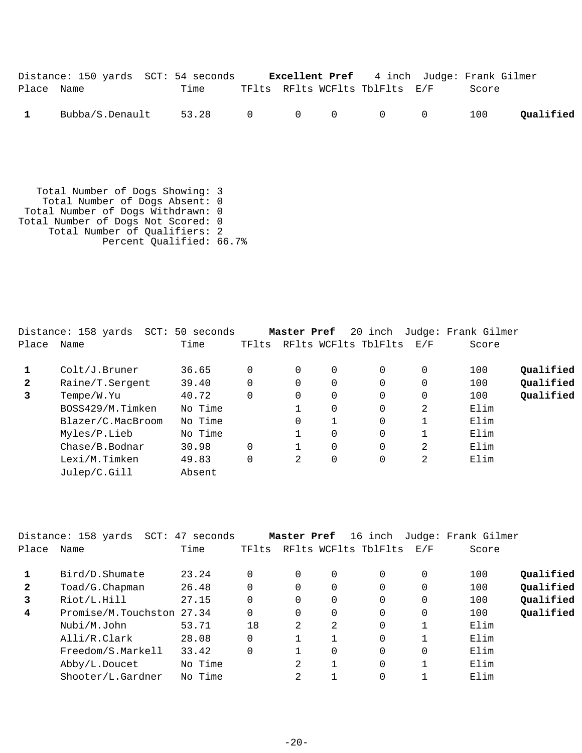Distance: 150 yards  SCT: 54 seconds  **Excellent Pref**  4 inch  Judge: Frank Gilmer

| Place | Name | Time | TFlts | RFlts | WCFlts | TblFlts | E/F | Score | |
|---|---|---|---|---|---|---|---|---|---|
| **1** | Bubba/S.Denault | 53.28 | 0 | 0 | 0 | 0 | 0 | 100 | **Qualified** |

Total Number of Dogs Showing: 3
Total Number of Dogs Absent: 0
Total Number of Dogs Withdrawn: 0
Total Number of Dogs Not Scored: 0
Total Number of Qualifiers: 2
Percent Qualified: 66.7%

Distance: 158 yards  SCT: 50 seconds  **Master Pref**  20 inch  Judge: Frank Gilmer

| Place | Name | Time | TFlts | RFlts | WCFlts | TblFlts | E/F | Score | |
|---|---|---|---|---|---|---|---|---|---|
| **1** | Colt/J.Bruner | 36.65 | 0 | 0 | 0 | 0 | 0 | 100 | **Qualified** |
| **2** | Raine/T.Sergent | 39.40 | 0 | 0 | 0 | 0 | 0 | 100 | **Qualified** |
| **3** | Tempe/W.Yu | 40.72 | 0 | 0 | 0 | 0 | 0 | 100 | **Qualified** |
| | BOSS429/M.Timken | No Time | | 1 | 0 | 0 | 2 | Elim | |
| | Blazer/C.MacBroom | No Time | | 0 | 1 | 0 | 1 | Elim | |
| | Myles/P.Lieb | No Time | | 1 | 0 | 0 | 1 | Elim | |
| | Chase/B.Bodnar | 30.98 | 0 | 1 | 0 | 0 | 2 | Elim | |
| | Lexi/M.Timken | 49.83 | 0 | 2 | 0 | 0 | 2 | Elim | |
| | Julep/C.Gill | Absent | | | | | | | |

Distance: 158 yards  SCT: 47 seconds  **Master Pref**  16 inch  Judge: Frank Gilmer

| Place | Name | Time | TFlts | RFlts | WCFlts | TblFlts | E/F | Score | |
|---|---|---|---|---|---|---|---|---|---|
| **1** | Bird/D.Shumate | 23.24 | 0 | 0 | 0 | 0 | 0 | 100 | **Qualified** |
| **2** | Toad/G.Chapman | 26.48 | 0 | 0 | 0 | 0 | 0 | 100 | **Qualified** |
| **3** | Riot/L.Hill | 27.15 | 0 | 0 | 0 | 0 | 0 | 100 | **Qualified** |
| **4** | Promise/M.Touchston | 27.34 | 0 | 0 | 0 | 0 | 0 | 100 | **Qualified** |
| | Nubi/M.John | 53.71 | 18 | 2 | 2 | 0 | 1 | Elim | |
| | Alli/R.Clark | 28.08 | 0 | 1 | 1 | 0 | 1 | Elim | |
| | Freedom/S.Markell | 33.42 | 0 | 1 | 0 | 0 | 0 | Elim | |
| | Abby/L.Doucet | No Time | | 2 | 1 | 0 | 1 | Elim | |
| | Shooter/L.Gardner | No Time | | 2 | 1 | 0 | 1 | Elim | |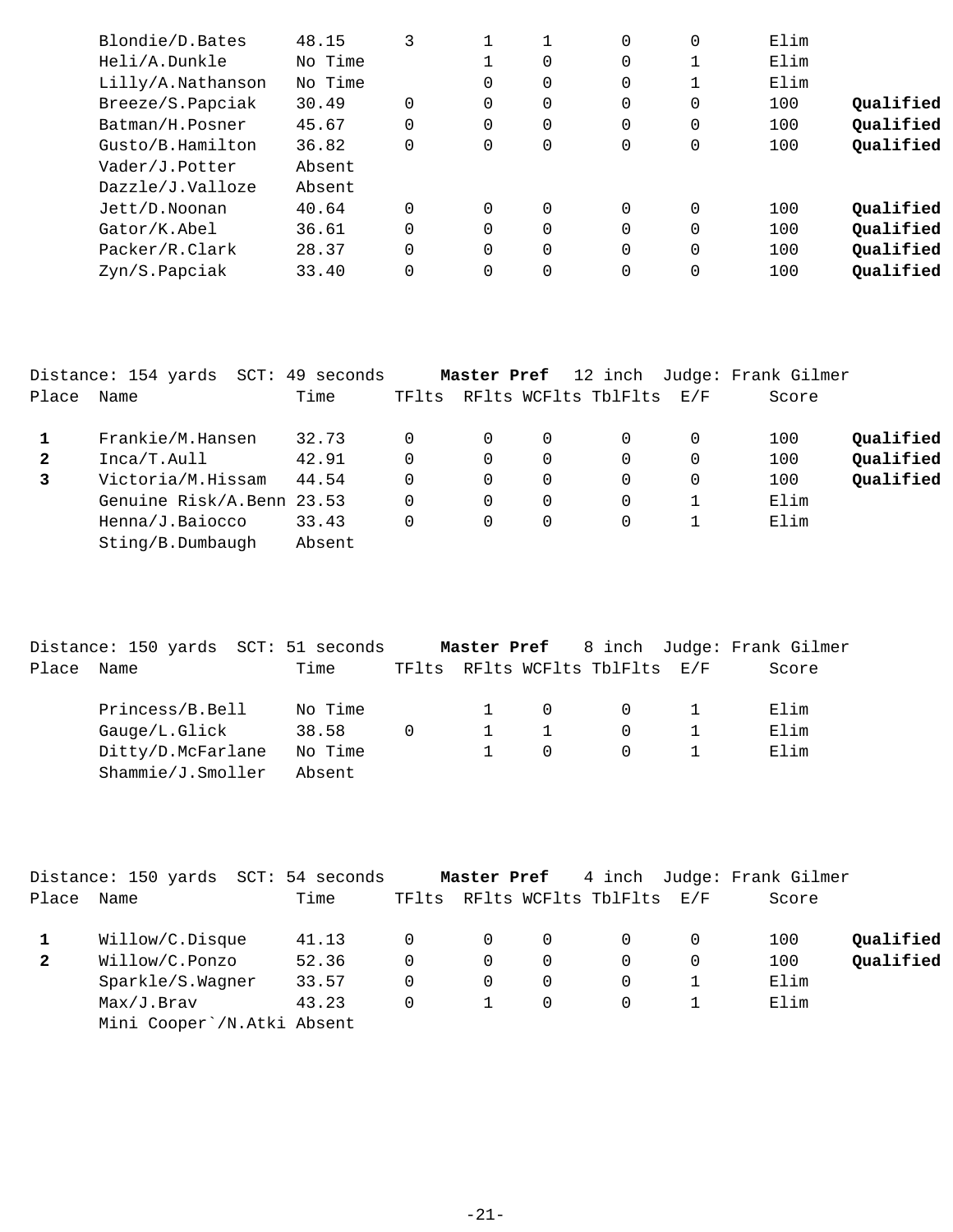| Place | Name | Time | TFlts | RFlts | WCFlts | TblFlts | E/F | Score | |
|---|---|---|---|---|---|---|---|---|---|
| | Blondie/D.Bates | 48.15 | 3 | 1 | 1 | 0 | 0 | Elim | |
| | Heli/A.Dunkle | No Time | | 1 | 0 | 0 | 1 | Elim | |
| | Lilly/A.Nathanson | No Time | | 0 | 0 | 0 | 1 | Elim | |
| | Breeze/S.Papciak | 30.49 | 0 | 0 | 0 | 0 | 0 | 100 | **Qualified** |
| | Batman/H.Posner | 45.67 | 0 | 0 | 0 | 0 | 0 | 100 | **Qualified** |
| | Gusto/B.Hamilton | 36.82 | 0 | 0 | 0 | 0 | 0 | 100 | **Qualified** |
| | Vader/J.Potter | Absent | | | | | | | |
| | Dazzle/J.Valloze | Absent | | | | | | | |
| | Jett/D.Noonan | 40.64 | 0 | 0 | 0 | 0 | 0 | 100 | **Qualified** |
| | Gator/K.Abel | 36.61 | 0 | 0 | 0 | 0 | 0 | 100 | **Qualified** |
| | Packer/R.Clark | 28.37 | 0 | 0 | 0 | 0 | 0 | 100 | **Qualified** |
| | Zyn/S.Papciak | 33.40 | 0 | 0 | 0 | 0 | 0 | 100 | **Qualified** |

Distance: 154 yards SCT: 49 seconds **Master Pref** 12 inch Judge: Frank Gilmer

| Place | Name | Time | TFlts | RFlts | WCFlts | TblFlts | E/F | Score | |
|---|---|---|---|---|---|---|---|---|---|
| **1** | Frankie/M.Hansen | 32.73 | 0 | 0 | 0 | 0 | 0 | 100 | **Qualified** |
| **2** | Inca/T.Aull | 42.91 | 0 | 0 | 0 | 0 | 0 | 100 | **Qualified** |
| **3** | Victoria/M.Hissam | 44.54 | 0 | 0 | 0 | 0 | 0 | 100 | **Qualified** |
| | Genuine Risk/A.Benn | 23.53 | 0 | 0 | 0 | 0 | 1 | Elim | |
| | Henna/J.Baiocco | 33.43 | 0 | 0 | 0 | 0 | 1 | Elim | |
| | Sting/B.Dumbaugh | Absent | | | | | | | |

Distance: 150 yards SCT: 51 seconds **Master Pref** 8 inch Judge: Frank Gilmer

| Place | Name | Time | TFlts | RFlts | WCFlts | TblFlts | E/F | Score |
|---|---|---|---|---|---|---|---|---|
| | Princess/B.Bell | No Time | | 1 | 0 | 0 | 1 | Elim |
| | Gauge/L.Glick | 38.58 | 0 | 1 | 1 | 0 | 1 | Elim |
| | Ditty/D.McFarlane | No Time | | 1 | 0 | 0 | 1 | Elim |
| | Shammie/J.Smoller | Absent | | | | | | |

Distance: 150 yards SCT: 54 seconds **Master Pref** 4 inch Judge: Frank Gilmer

| Place | Name | Time | TFlts | RFlts | WCFlts | TblFlts | E/F | Score | |
|---|---|---|---|---|---|---|---|---|---|
| **1** | Willow/C.Disque | 41.13 | 0 | 0 | 0 | 0 | 0 | 100 | **Qualified** |
| **2** | Willow/C.Ponzo | 52.36 | 0 | 0 | 0 | 0 | 0 | 100 | **Qualified** |
| | Sparkle/S.Wagner | 33.57 | 0 | 0 | 0 | 0 | 1 | Elim | |
| | Max/J.Brav | 43.23 | 0 | 1 | 0 | 0 | 1 | Elim | |
| | Mini Cooper`/N.Atki | Absent | | | | | | | |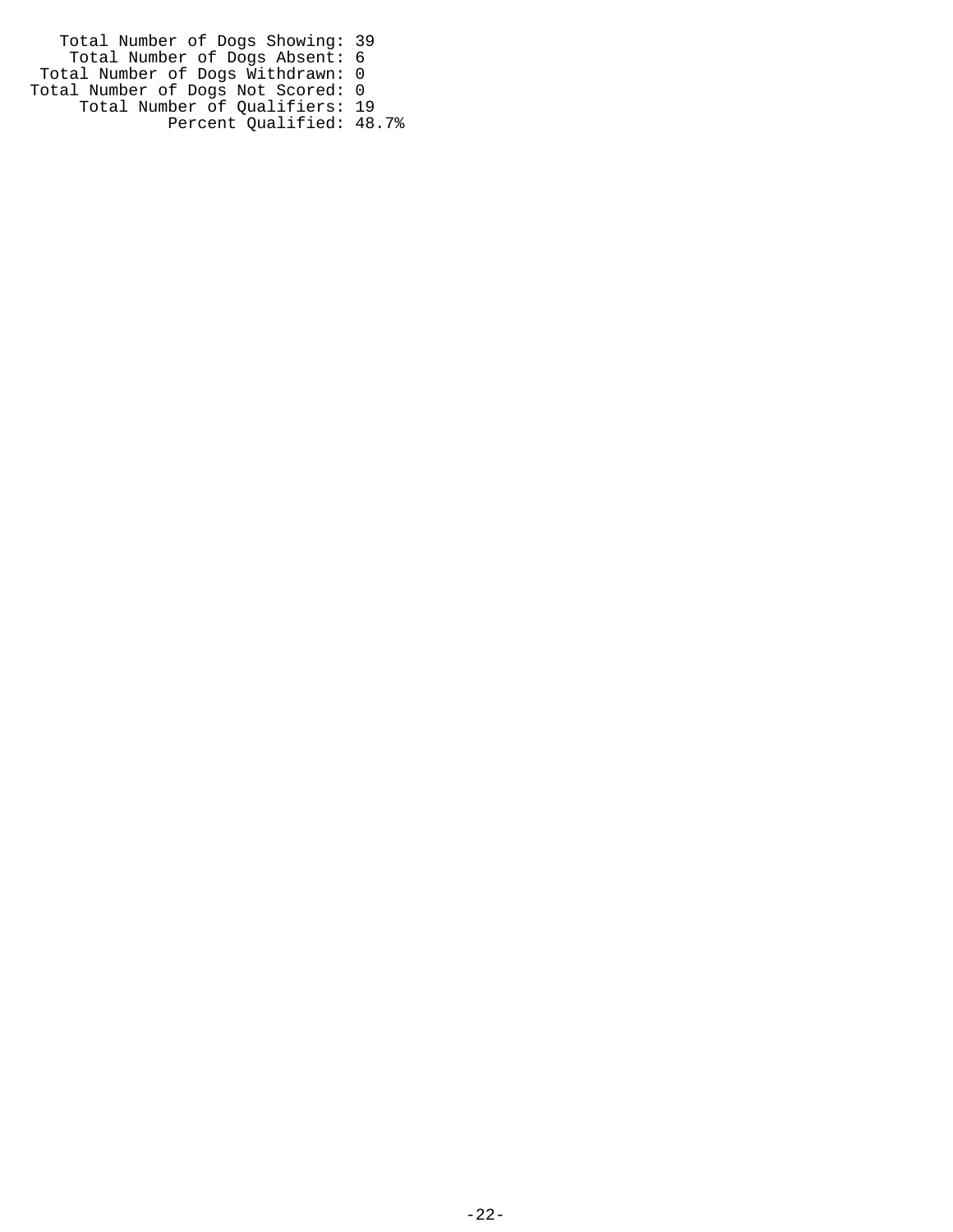Total Number of Dogs Showing: 39
Total Number of Dogs Absent: 6
Total Number of Dogs Withdrawn: 0
Total Number of Dogs Not Scored: 0
Total Number of Qualifiers: 19
Percent Qualified: 48.7%